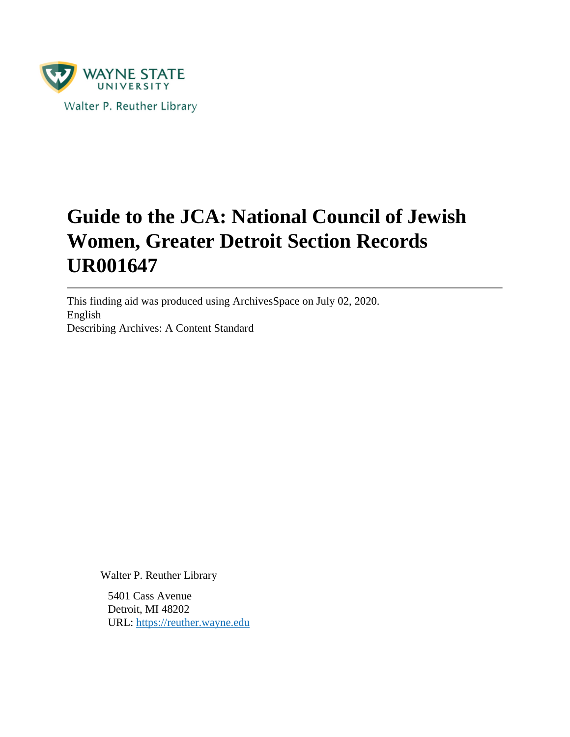WAYNE STATE UNIVERSITY

Walter P. Reuther Library

# Guide to the JCA: National Council of Jewish Women, Greater Detroit Section Records UR001647

---

This finding aid was produced using ArchivesSpace on July 02, 2020.
English
Describing Archives: A Content Standard

Walter P. Reuther Library

5401 Cass Avenue
Detroit, MI 48202
URL: https://reuther.wayne.edu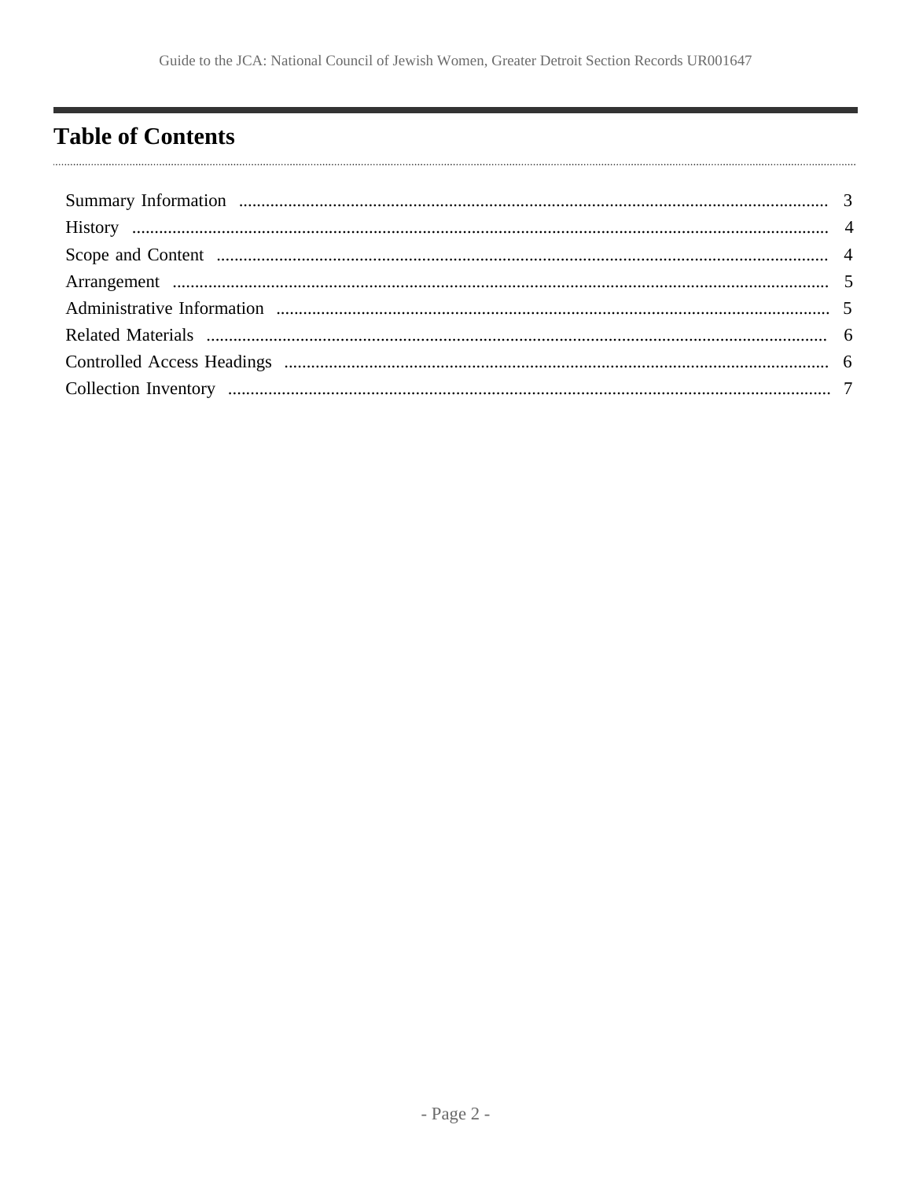## Table of Contents

Summary Information .......... 3
History .......... 4
Scope and Content .......... 4
Arrangement .......... 5
Administrative Information .......... 5
Related Materials .......... 6
Controlled Access Headings .......... 6
Collection Inventory .......... 7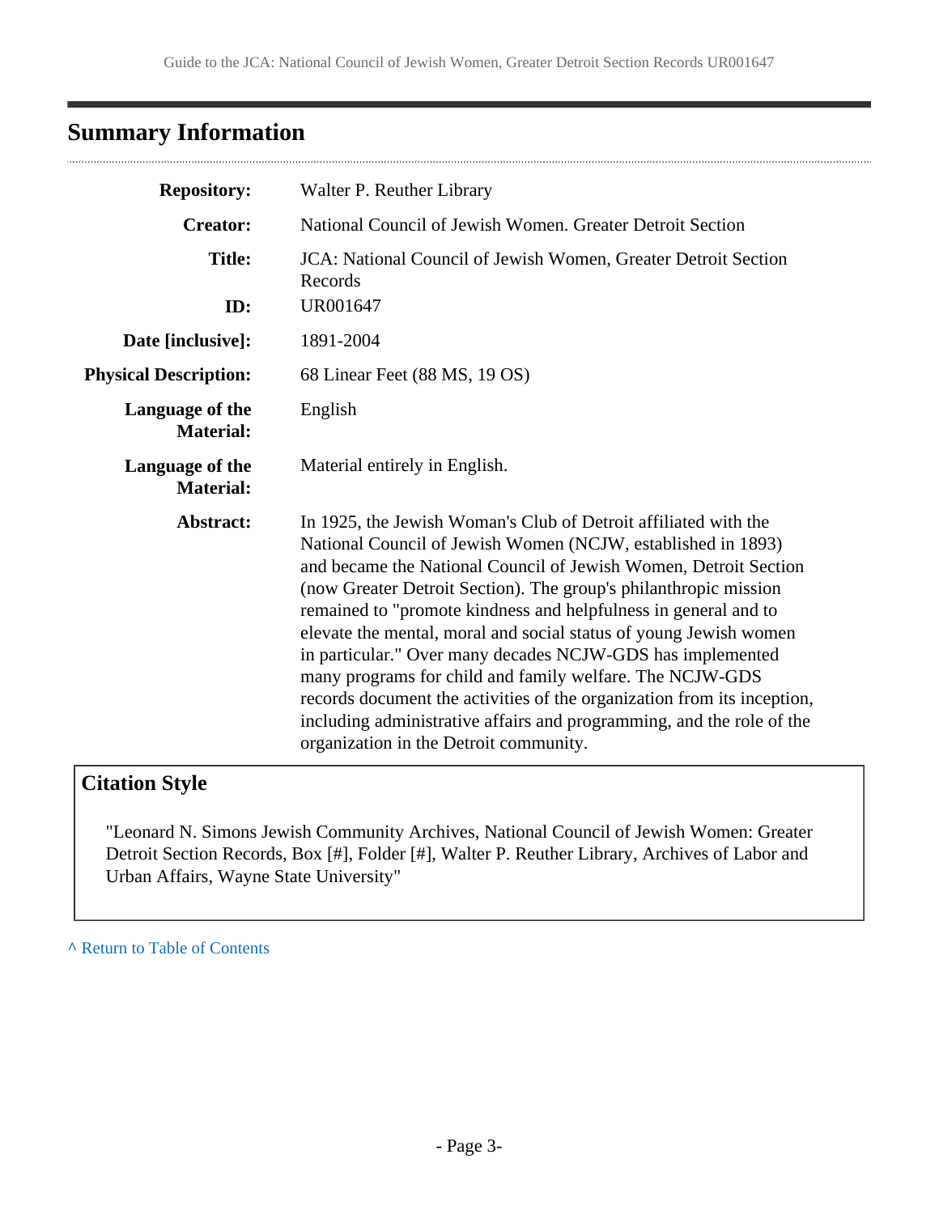## Summary Information

**Repository:** Walter P. Reuther Library

**Creator:** National Council of Jewish Women. Greater Detroit Section

**Title:** JCA: National Council of Jewish Women, Greater Detroit Section Records

**ID:** UR001647

**Date [inclusive]:** 1891-2004

**Physical Description:** 68 Linear Feet (88 MS, 19 OS)

**Language of the Material:** English

**Language of the Material:** Material entirely in English.

**Abstract:** In 1925, the Jewish Woman's Club of Detroit affiliated with the National Council of Jewish Women (NCJW, established in 1893) and became the National Council of Jewish Women, Detroit Section (now Greater Detroit Section). The group's philanthropic mission remained to "promote kindness and helpfulness in general and to elevate the mental, moral and social status of young Jewish women in particular." Over many decades NCJW-GDS has implemented many programs for child and family welfare. The NCJW-GDS records document the activities of the organization from its inception, including administrative affairs and programming, and the role of the organization in the Detroit community.

### Citation Style

"Leonard N. Simons Jewish Community Archives, National Council of Jewish Women: Greater Detroit Section Records, Box [#], Folder [#], Walter P. Reuther Library, Archives of Labor and Urban Affairs, Wayne State University"

^ Return to Table of Contents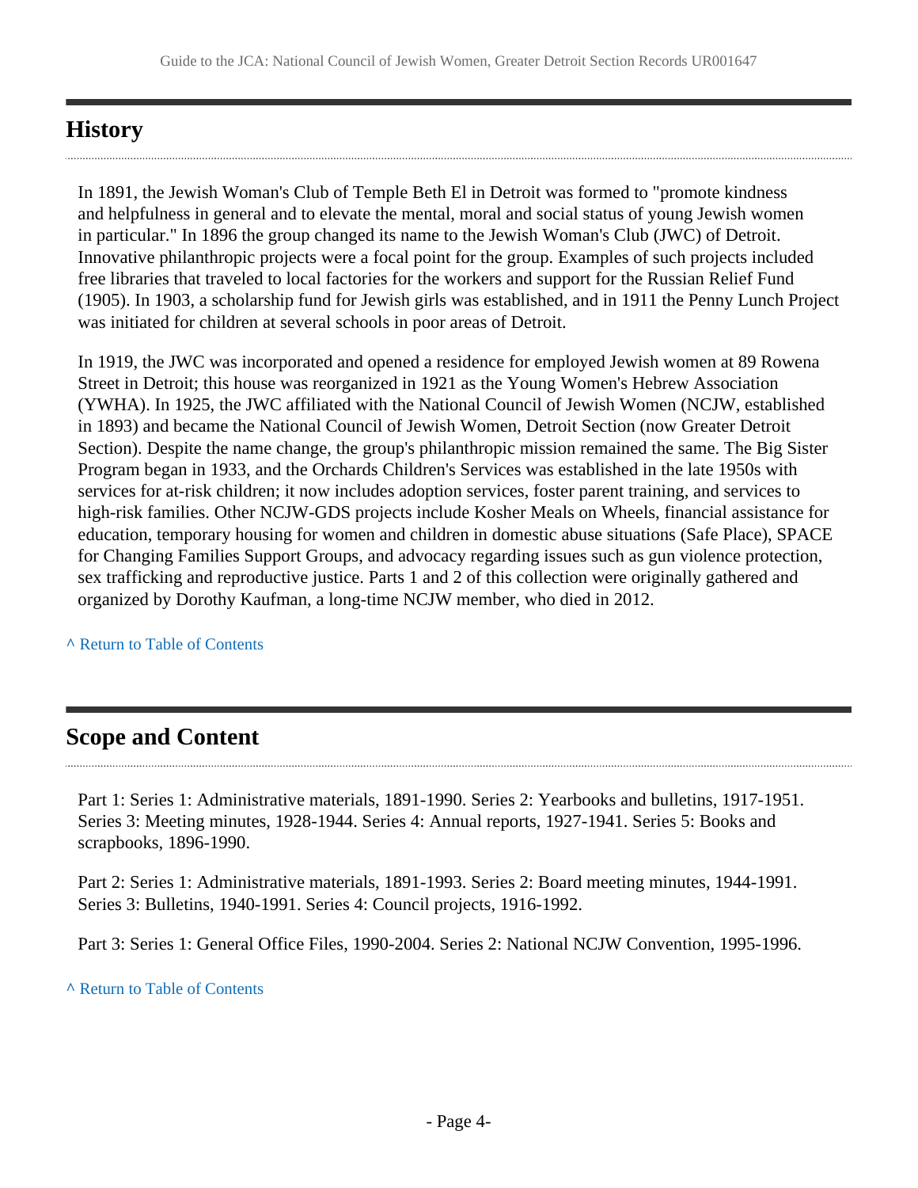## History

In 1891, the Jewish Woman's Club of Temple Beth El in Detroit was formed to "promote kindness and helpfulness in general and to elevate the mental, moral and social status of young Jewish women in particular." In 1896 the group changed its name to the Jewish Woman's Club (JWC) of Detroit. Innovative philanthropic projects were a focal point for the group. Examples of such projects included free libraries that traveled to local factories for the workers and support for the Russian Relief Fund (1905). In 1903, a scholarship fund for Jewish girls was established, and in 1911 the Penny Lunch Project was initiated for children at several schools in poor areas of Detroit.

In 1919, the JWC was incorporated and opened a residence for employed Jewish women at 89 Rowena Street in Detroit; this house was reorganized in 1921 as the Young Women's Hebrew Association (YWHA). In 1925, the JWC affiliated with the National Council of Jewish Women (NCJW, established in 1893) and became the National Council of Jewish Women, Detroit Section (now Greater Detroit Section). Despite the name change, the group's philanthropic mission remained the same. The Big Sister Program began in 1933, and the Orchards Children's Services was established in the late 1950s with services for at-risk children; it now includes adoption services, foster parent training, and services to high-risk families. Other NCJW-GDS projects include Kosher Meals on Wheels, financial assistance for education, temporary housing for women and children in domestic abuse situations (Safe Place), SPACE for Changing Families Support Groups, and advocacy regarding issues such as gun violence protection, sex trafficking and reproductive justice. Parts 1 and 2 of this collection were originally gathered and organized by Dorothy Kaufman, a long-time NCJW member, who died in 2012.

^ Return to Table of Contents

## Scope and Content

Part 1: Series 1: Administrative materials, 1891-1990. Series 2: Yearbooks and bulletins, 1917-1951. Series 3: Meeting minutes, 1928-1944. Series 4: Annual reports, 1927-1941. Series 5: Books and scrapbooks, 1896-1990.

Part 2: Series 1: Administrative materials, 1891-1993. Series 2: Board meeting minutes, 1944-1991. Series 3: Bulletins, 1940-1991. Series 4: Council projects, 1916-1992.

Part 3: Series 1: General Office Files, 1990-2004. Series 2: National NCJW Convention, 1995-1996.

^ Return to Table of Contents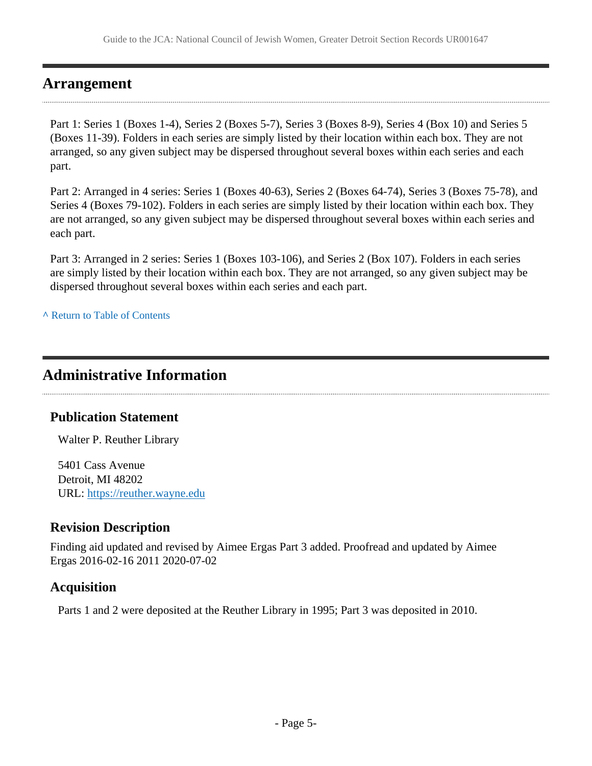## Arrangement

Part 1: Series 1 (Boxes 1-4), Series 2 (Boxes 5-7), Series 3 (Boxes 8-9), Series 4 (Box 10) and Series 5 (Boxes 11-39). Folders in each series are simply listed by their location within each box. They are not arranged, so any given subject may be dispersed throughout several boxes within each series and each part.

Part 2: Arranged in 4 series: Series 1 (Boxes 40-63), Series 2 (Boxes 64-74), Series 3 (Boxes 75-78), and Series 4 (Boxes 79-102). Folders in each series are simply listed by their location within each box. They are not arranged, so any given subject may be dispersed throughout several boxes within each series and each part.

Part 3: Arranged in 2 series: Series 1 (Boxes 103-106), and Series 2 (Box 107). Folders in each series are simply listed by their location within each box. They are not arranged, so any given subject may be dispersed throughout several boxes within each series and each part.

^ Return to Table of Contents

## Administrative Information

### Publication Statement

Walter P. Reuther Library

5401 Cass Avenue
Detroit, MI 48202
URL: https://reuther.wayne.edu

### Revision Description

Finding aid updated and revised by Aimee Ergas Part 3 added. Proofread and updated by Aimee Ergas 2016-02-16 2011 2020-07-02

### Acquisition

Parts 1 and 2 were deposited at the Reuther Library in 1995; Part 3 was deposited in 2010.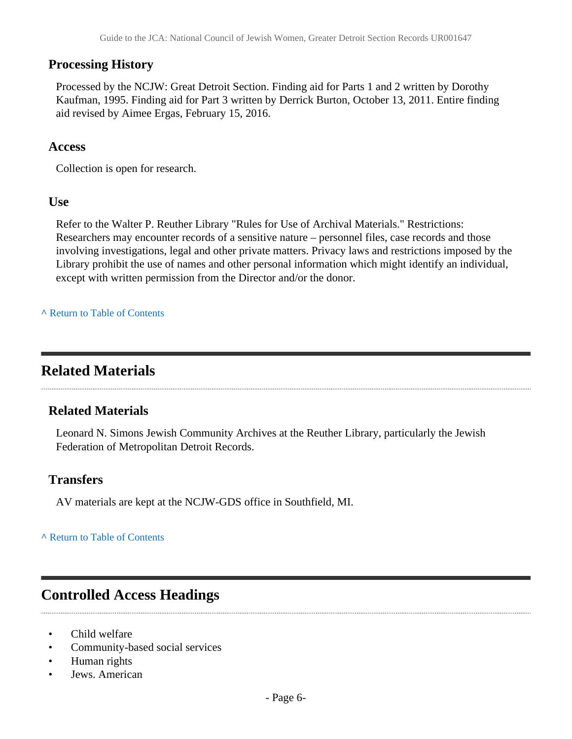### Processing History

Processed by the NCJW: Great Detroit Section. Finding aid for Parts 1 and 2 written by Dorothy Kaufman, 1995. Finding aid for Part 3 written by Derrick Burton, October 13, 2011. Entire finding aid revised by Aimee Ergas, February 15, 2016.

### Access

Collection is open for research.

### Use

Refer to the Walter P. Reuther Library "Rules for Use of Archival Materials." Restrictions: Researchers may encounter records of a sensitive nature – personnel files, case records and those involving investigations, legal and other private matters. Privacy laws and restrictions imposed by the Library prohibit the use of names and other personal information which might identify an individual, except with written permission from the Director and/or the donor.

^ Return to Table of Contents

## Related Materials

### Related Materials

Leonard N. Simons Jewish Community Archives at the Reuther Library, particularly the Jewish Federation of Metropolitan Detroit Records.

### Transfers

AV materials are kept at the NCJW-GDS office in Southfield, MI.

^ Return to Table of Contents

## Controlled Access Headings

- Child welfare
- Community-based social services
- Human rights
- Jews. American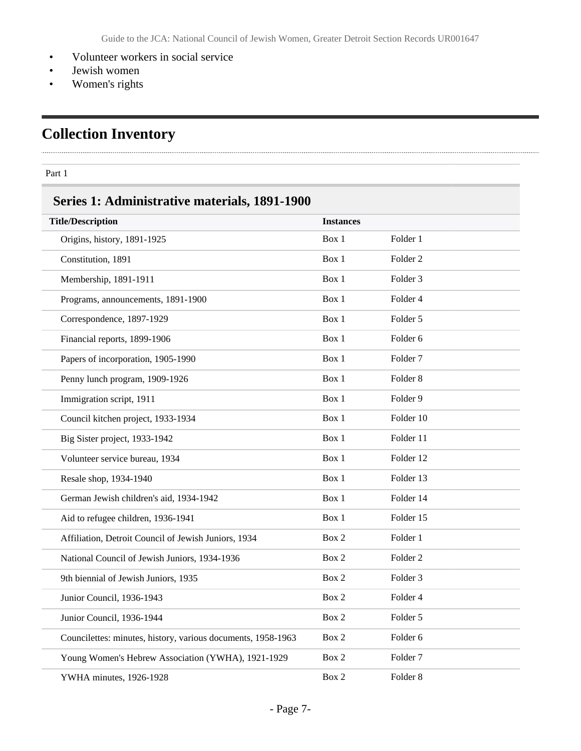- Volunteer workers in social service
- Jewish women
- Women's rights

## Collection Inventory

Part 1

### Series 1: Administrative materials, 1891-1900

| Title/Description | Instances | |
|---|---|---|
| Origins, history, 1891-1925 | Box 1 | Folder 1 |
| Constitution, 1891 | Box 1 | Folder 2 |
| Membership, 1891-1911 | Box 1 | Folder 3 |
| Programs, announcements, 1891-1900 | Box 1 | Folder 4 |
| Correspondence, 1897-1929 | Box 1 | Folder 5 |
| Financial reports, 1899-1906 | Box 1 | Folder 6 |
| Papers of incorporation, 1905-1990 | Box 1 | Folder 7 |
| Penny lunch program, 1909-1926 | Box 1 | Folder 8 |
| Immigration script, 1911 | Box 1 | Folder 9 |
| Council kitchen project, 1933-1934 | Box 1 | Folder 10 |
| Big Sister project, 1933-1942 | Box 1 | Folder 11 |
| Volunteer service bureau, 1934 | Box 1 | Folder 12 |
| Resale shop, 1934-1940 | Box 1 | Folder 13 |
| German Jewish children's aid, 1934-1942 | Box 1 | Folder 14 |
| Aid to refugee children, 1936-1941 | Box 1 | Folder 15 |
| Affiliation, Detroit Council of Jewish Juniors, 1934 | Box 2 | Folder 1 |
| National Council of Jewish Juniors, 1934-1936 | Box 2 | Folder 2 |
| 9th biennial of Jewish Juniors, 1935 | Box 2 | Folder 3 |
| Junior Council, 1936-1943 | Box 2 | Folder 4 |
| Junior Council, 1936-1944 | Box 2 | Folder 5 |
| Councilettes: minutes, history, various documents, 1958-1963 | Box 2 | Folder 6 |
| Young Women's Hebrew Association (YWHA), 1921-1929 | Box 2 | Folder 7 |
| YWHA minutes, 1926-1928 | Box 2 | Folder 8 |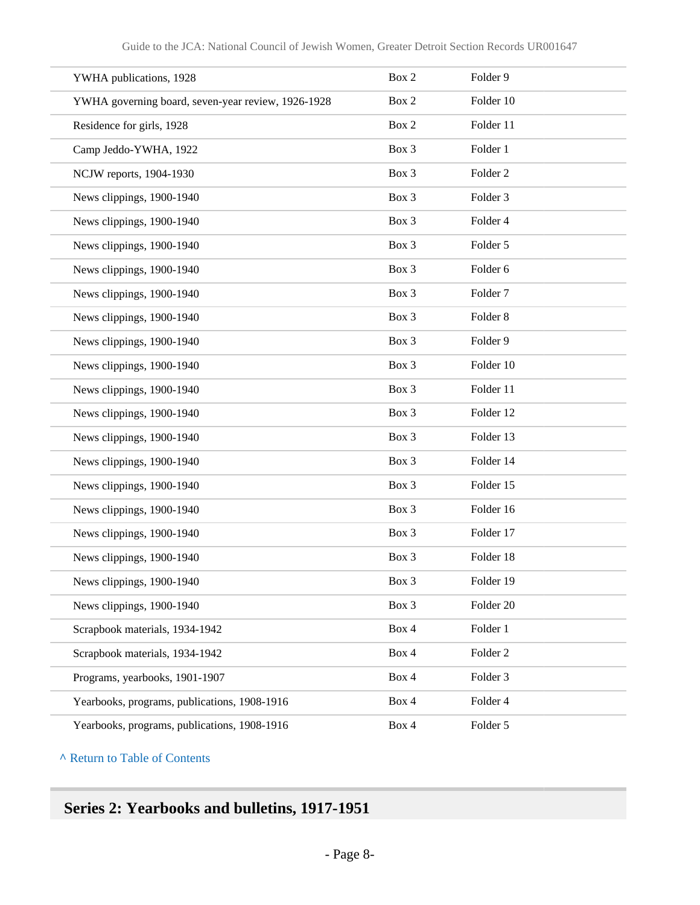| | | |
|---|---|---|
| YWHA publications, 1928 | Box 2 | Folder 9 |
| YWHA governing board, seven-year review, 1926-1928 | Box 2 | Folder 10 |
| Residence for girls, 1928 | Box 2 | Folder 11 |
| Camp Jeddo-YWHA, 1922 | Box 3 | Folder 1 |
| NCJW reports, 1904-1930 | Box 3 | Folder 2 |
| News clippings, 1900-1940 | Box 3 | Folder 3 |
| News clippings, 1900-1940 | Box 3 | Folder 4 |
| News clippings, 1900-1940 | Box 3 | Folder 5 |
| News clippings, 1900-1940 | Box 3 | Folder 6 |
| News clippings, 1900-1940 | Box 3 | Folder 7 |
| News clippings, 1900-1940 | Box 3 | Folder 8 |
| News clippings, 1900-1940 | Box 3 | Folder 9 |
| News clippings, 1900-1940 | Box 3 | Folder 10 |
| News clippings, 1900-1940 | Box 3 | Folder 11 |
| News clippings, 1900-1940 | Box 3 | Folder 12 |
| News clippings, 1900-1940 | Box 3 | Folder 13 |
| News clippings, 1900-1940 | Box 3 | Folder 14 |
| News clippings, 1900-1940 | Box 3 | Folder 15 |
| News clippings, 1900-1940 | Box 3 | Folder 16 |
| News clippings, 1900-1940 | Box 3 | Folder 17 |
| News clippings, 1900-1940 | Box 3 | Folder 18 |
| News clippings, 1900-1940 | Box 3 | Folder 19 |
| News clippings, 1900-1940 | Box 3 | Folder 20 |
| Scrapbook materials, 1934-1942 | Box 4 | Folder 1 |
| Scrapbook materials, 1934-1942 | Box 4 | Folder 2 |
| Programs, yearbooks, 1901-1907 | Box 4 | Folder 3 |
| Yearbooks, programs, publications, 1908-1916 | Box 4 | Folder 4 |
| Yearbooks, programs, publications, 1908-1916 | Box 4 | Folder 5 |

^ Return to Table of Contents

## Series 2: Yearbooks and bulletins, 1917-1951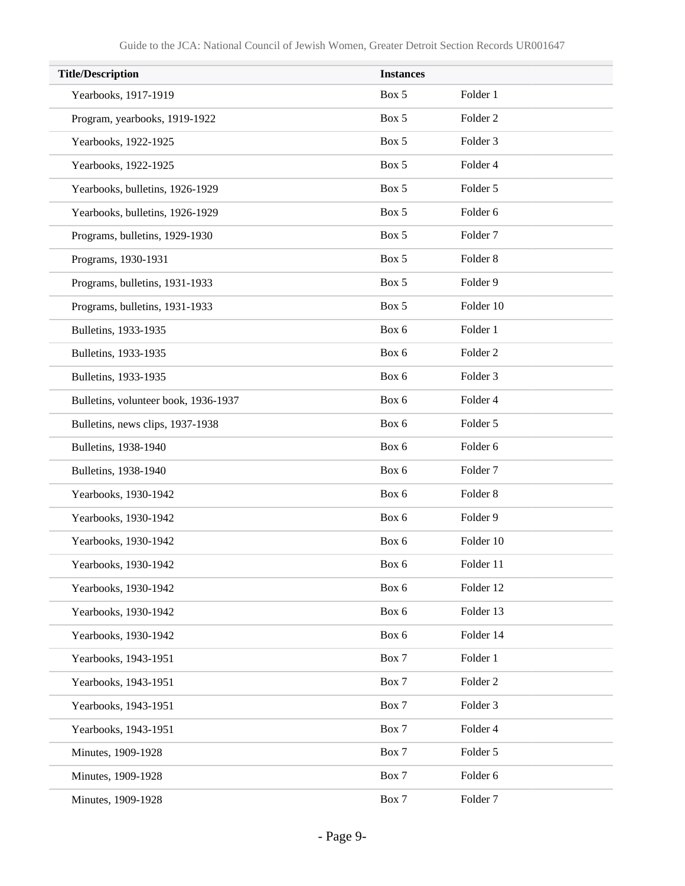| Title/Description | Instances | |
|---|---|---|
| Yearbooks, 1917-1919 | Box 5 | Folder 1 |
| Program, yearbooks, 1919-1922 | Box 5 | Folder 2 |
| Yearbooks, 1922-1925 | Box 5 | Folder 3 |
| Yearbooks, 1922-1925 | Box 5 | Folder 4 |
| Yearbooks, bulletins, 1926-1929 | Box 5 | Folder 5 |
| Yearbooks, bulletins, 1926-1929 | Box 5 | Folder 6 |
| Programs, bulletins, 1929-1930 | Box 5 | Folder 7 |
| Programs, 1930-1931 | Box 5 | Folder 8 |
| Programs, bulletins, 1931-1933 | Box 5 | Folder 9 |
| Programs, bulletins, 1931-1933 | Box 5 | Folder 10 |
| Bulletins, 1933-1935 | Box 6 | Folder 1 |
| Bulletins, 1933-1935 | Box 6 | Folder 2 |
| Bulletins, 1933-1935 | Box 6 | Folder 3 |
| Bulletins, volunteer book, 1936-1937 | Box 6 | Folder 4 |
| Bulletins, news clips, 1937-1938 | Box 6 | Folder 5 |
| Bulletins, 1938-1940 | Box 6 | Folder 6 |
| Bulletins, 1938-1940 | Box 6 | Folder 7 |
| Yearbooks, 1930-1942 | Box 6 | Folder 8 |
| Yearbooks, 1930-1942 | Box 6 | Folder 9 |
| Yearbooks, 1930-1942 | Box 6 | Folder 10 |
| Yearbooks, 1930-1942 | Box 6 | Folder 11 |
| Yearbooks, 1930-1942 | Box 6 | Folder 12 |
| Yearbooks, 1930-1942 | Box 6 | Folder 13 |
| Yearbooks, 1930-1942 | Box 6 | Folder 14 |
| Yearbooks, 1943-1951 | Box 7 | Folder 1 |
| Yearbooks, 1943-1951 | Box 7 | Folder 2 |
| Yearbooks, 1943-1951 | Box 7 | Folder 3 |
| Yearbooks, 1943-1951 | Box 7 | Folder 4 |
| Minutes, 1909-1928 | Box 7 | Folder 5 |
| Minutes, 1909-1928 | Box 7 | Folder 6 |
| Minutes, 1909-1928 | Box 7 | Folder 7 |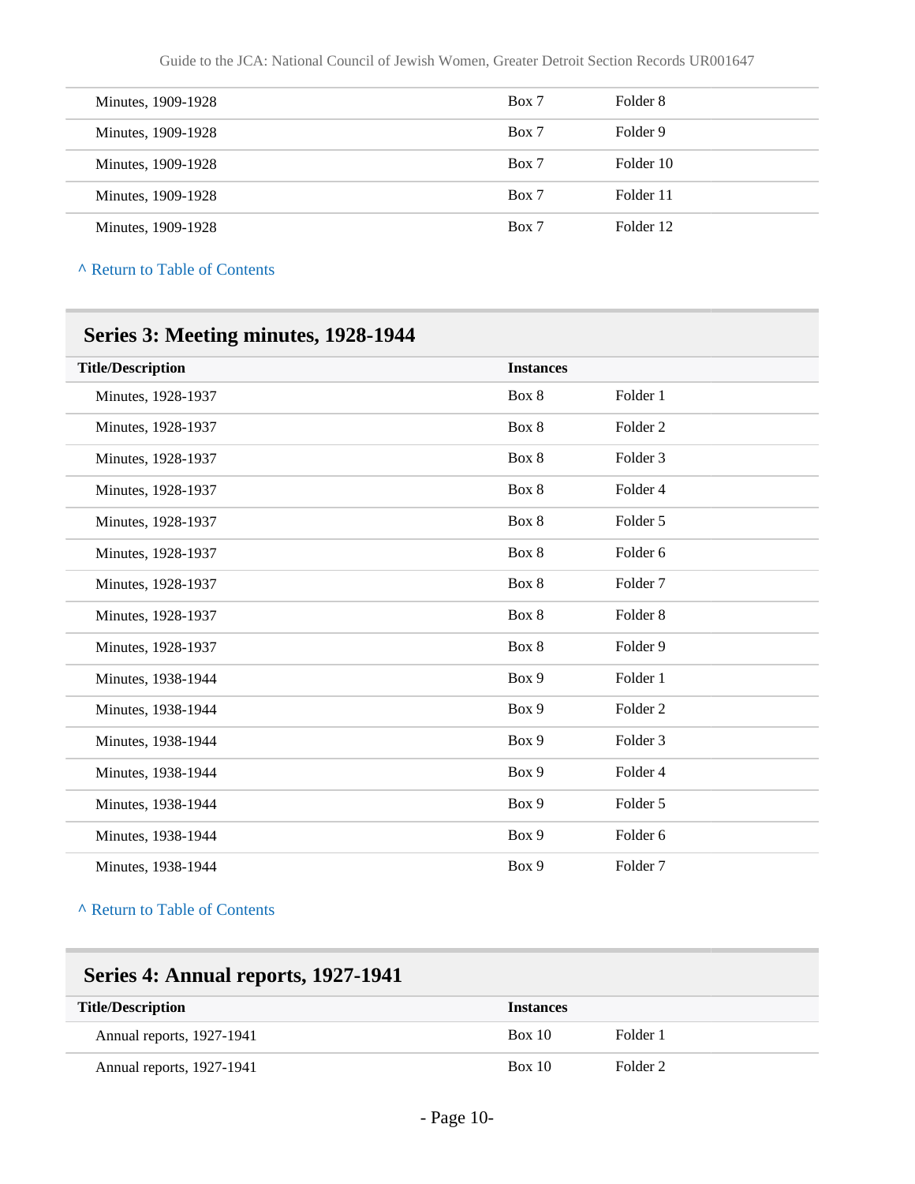| Title/Description | Instances | |
|---|---|---|
| Minutes, 1909-1928 | Box 7 | Folder 8 |
| Minutes, 1909-1928 | Box 7 | Folder 9 |
| Minutes, 1909-1928 | Box 7 | Folder 10 |
| Minutes, 1909-1928 | Box 7 | Folder 11 |
| Minutes, 1909-1928 | Box 7 | Folder 12 |

^ Return to Table of Contents

## Series 3: Meeting minutes, 1928-1944

| Title/Description | Instances | |
|---|---|---|
| Minutes, 1928-1937 | Box 8 | Folder 1 |
| Minutes, 1928-1937 | Box 8 | Folder 2 |
| Minutes, 1928-1937 | Box 8 | Folder 3 |
| Minutes, 1928-1937 | Box 8 | Folder 4 |
| Minutes, 1928-1937 | Box 8 | Folder 5 |
| Minutes, 1928-1937 | Box 8 | Folder 6 |
| Minutes, 1928-1937 | Box 8 | Folder 7 |
| Minutes, 1928-1937 | Box 8 | Folder 8 |
| Minutes, 1928-1937 | Box 8 | Folder 9 |
| Minutes, 1938-1944 | Box 9 | Folder 1 |
| Minutes, 1938-1944 | Box 9 | Folder 2 |
| Minutes, 1938-1944 | Box 9 | Folder 3 |
| Minutes, 1938-1944 | Box 9 | Folder 4 |
| Minutes, 1938-1944 | Box 9 | Folder 5 |
| Minutes, 1938-1944 | Box 9 | Folder 6 |
| Minutes, 1938-1944 | Box 9 | Folder 7 |

^ Return to Table of Contents

## Series 4: Annual reports, 1927-1941

| Title/Description | Instances | |
|---|---|---|
| Annual reports, 1927-1941 | Box 10 | Folder 1 |
| Annual reports, 1927-1941 | Box 10 | Folder 2 |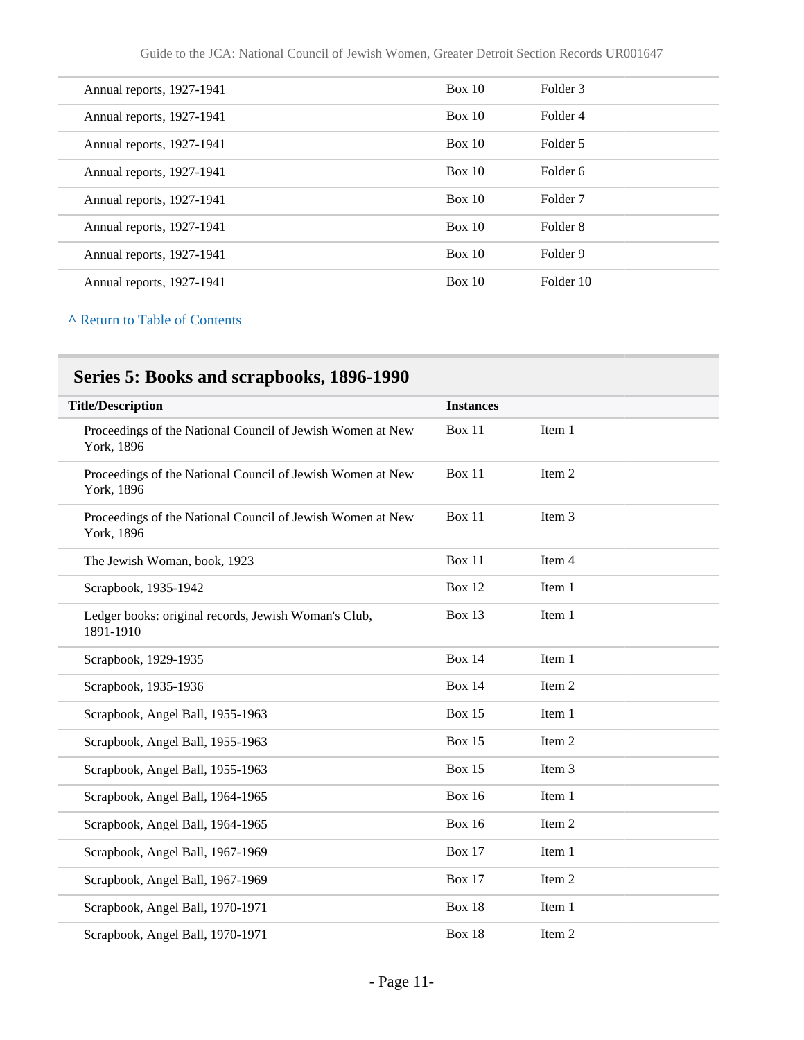| | | |
|---|---|---|
| Annual reports, 1927-1941 | Box 10 | Folder 3 |
| Annual reports, 1927-1941 | Box 10 | Folder 4 |
| Annual reports, 1927-1941 | Box 10 | Folder 5 |
| Annual reports, 1927-1941 | Box 10 | Folder 6 |
| Annual reports, 1927-1941 | Box 10 | Folder 7 |
| Annual reports, 1927-1941 | Box 10 | Folder 8 |
| Annual reports, 1927-1941 | Box 10 | Folder 9 |
| Annual reports, 1927-1941 | Box 10 | Folder 10 |

^ Return to Table of Contents

## Series 5: Books and scrapbooks, 1896-1990

| Title/Description | Instances | |
|---|---|---|
| Proceedings of the National Council of Jewish Women at New York, 1896 | Box 11 | Item 1 |
| Proceedings of the National Council of Jewish Women at New York, 1896 | Box 11 | Item 2 |
| Proceedings of the National Council of Jewish Women at New York, 1896 | Box 11 | Item 3 |
| The Jewish Woman, book, 1923 | Box 11 | Item 4 |
| Scrapbook, 1935-1942 | Box 12 | Item 1 |
| Ledger books: original records, Jewish Woman's Club, 1891-1910 | Box 13 | Item 1 |
| Scrapbook, 1929-1935 | Box 14 | Item 1 |
| Scrapbook, 1935-1936 | Box 14 | Item 2 |
| Scrapbook, Angel Ball, 1955-1963 | Box 15 | Item 1 |
| Scrapbook, Angel Ball, 1955-1963 | Box 15 | Item 2 |
| Scrapbook, Angel Ball, 1955-1963 | Box 15 | Item 3 |
| Scrapbook, Angel Ball, 1964-1965 | Box 16 | Item 1 |
| Scrapbook, Angel Ball, 1964-1965 | Box 16 | Item 2 |
| Scrapbook, Angel Ball, 1967-1969 | Box 17 | Item 1 |
| Scrapbook, Angel Ball, 1967-1969 | Box 17 | Item 2 |
| Scrapbook, Angel Ball, 1970-1971 | Box 18 | Item 1 |
| Scrapbook, Angel Ball, 1970-1971 | Box 18 | Item 2 |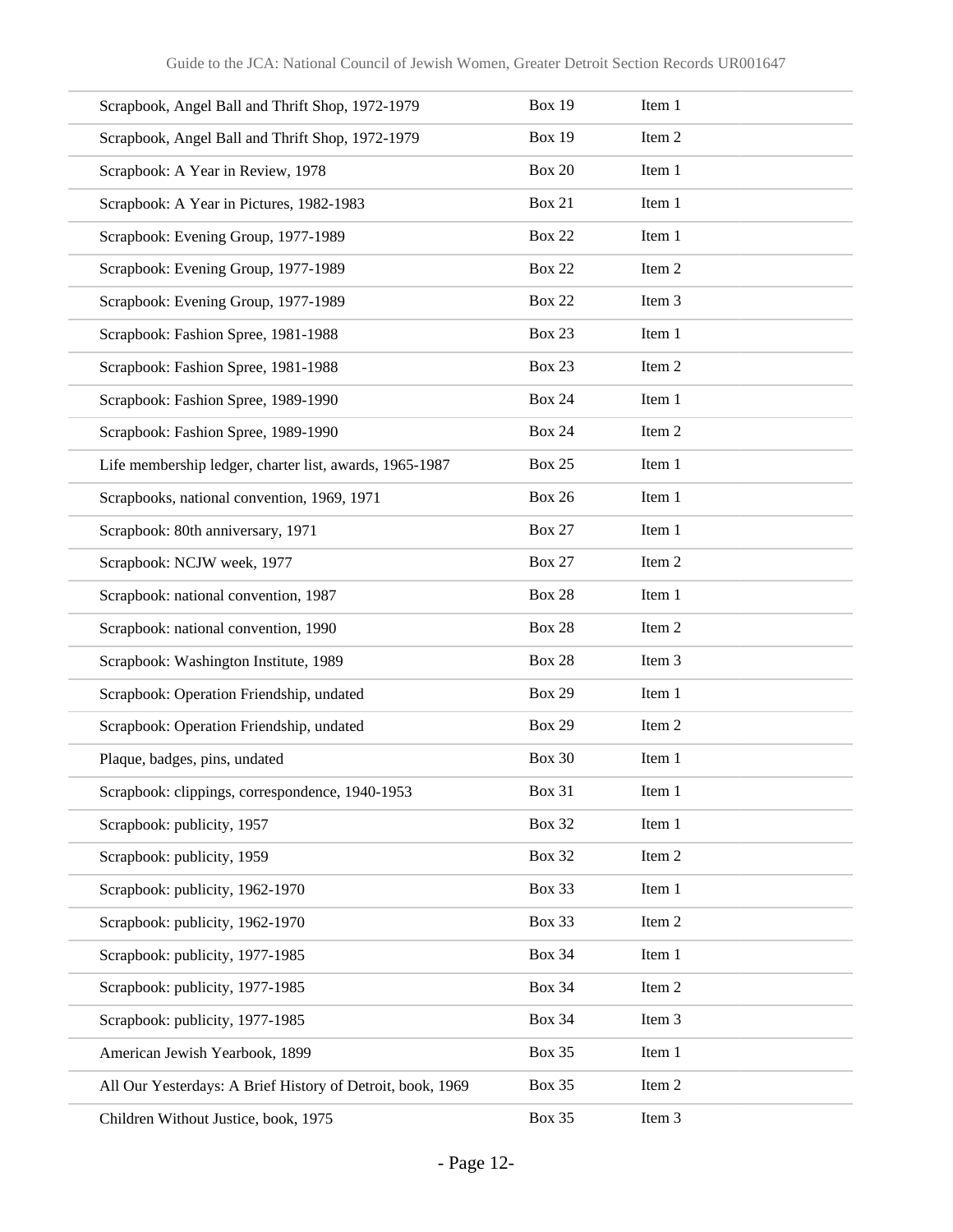| | | |
|---|---|---|
| Scrapbook, Angel Ball and Thrift Shop, 1972-1979 | Box 19 | Item 1 |
| Scrapbook, Angel Ball and Thrift Shop, 1972-1979 | Box 19 | Item 2 |
| Scrapbook: A Year in Review, 1978 | Box 20 | Item 1 |
| Scrapbook: A Year in Pictures, 1982-1983 | Box 21 | Item 1 |
| Scrapbook: Evening Group, 1977-1989 | Box 22 | Item 1 |
| Scrapbook: Evening Group, 1977-1989 | Box 22 | Item 2 |
| Scrapbook: Evening Group, 1977-1989 | Box 22 | Item 3 |
| Scrapbook: Fashion Spree, 1981-1988 | Box 23 | Item 1 |
| Scrapbook: Fashion Spree, 1981-1988 | Box 23 | Item 2 |
| Scrapbook: Fashion Spree, 1989-1990 | Box 24 | Item 1 |
| Scrapbook: Fashion Spree, 1989-1990 | Box 24 | Item 2 |
| Life membership ledger, charter list, awards, 1965-1987 | Box 25 | Item 1 |
| Scrapbooks, national convention, 1969, 1971 | Box 26 | Item 1 |
| Scrapbook: 80th anniversary, 1971 | Box 27 | Item 1 |
| Scrapbook: NCJW week, 1977 | Box 27 | Item 2 |
| Scrapbook: national convention, 1987 | Box 28 | Item 1 |
| Scrapbook: national convention, 1990 | Box 28 | Item 2 |
| Scrapbook: Washington Institute, 1989 | Box 28 | Item 3 |
| Scrapbook: Operation Friendship, undated | Box 29 | Item 1 |
| Scrapbook: Operation Friendship, undated | Box 29 | Item 2 |
| Plaque, badges, pins, undated | Box 30 | Item 1 |
| Scrapbook: clippings, correspondence, 1940-1953 | Box 31 | Item 1 |
| Scrapbook: publicity, 1957 | Box 32 | Item 1 |
| Scrapbook: publicity, 1959 | Box 32 | Item 2 |
| Scrapbook: publicity, 1962-1970 | Box 33 | Item 1 |
| Scrapbook: publicity, 1962-1970 | Box 33 | Item 2 |
| Scrapbook: publicity, 1977-1985 | Box 34 | Item 1 |
| Scrapbook: publicity, 1977-1985 | Box 34 | Item 2 |
| Scrapbook: publicity, 1977-1985 | Box 34 | Item 3 |
| American Jewish Yearbook, 1899 | Box 35 | Item 1 |
| All Our Yesterdays: A Brief History of Detroit, book, 1969 | Box 35 | Item 2 |
| Children Without Justice, book, 1975 | Box 35 | Item 3 |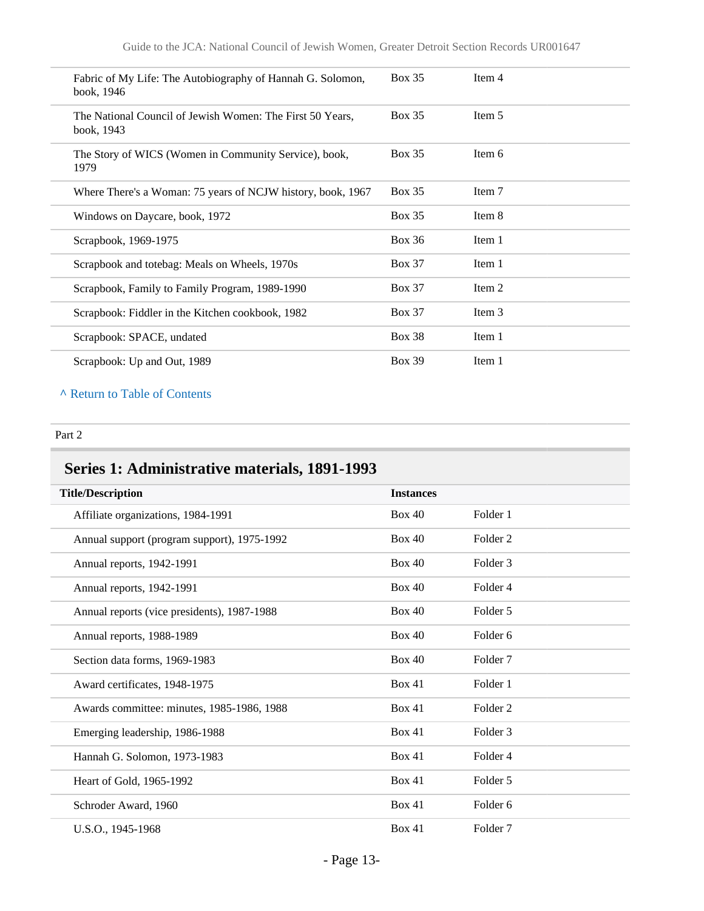| | | |
|---|---|---|
| Fabric of My Life: The Autobiography of Hannah G. Solomon, book, 1946 | Box 35 | Item 4 |
| The National Council of Jewish Women: The First 50 Years, book, 1943 | Box 35 | Item 5 |
| The Story of WICS (Women in Community Service), book, 1979 | Box 35 | Item 6 |
| Where There's a Woman: 75 years of NCJW history, book, 1967 | Box 35 | Item 7 |
| Windows on Daycare, book, 1972 | Box 35 | Item 8 |
| Scrapbook, 1969-1975 | Box 36 | Item 1 |
| Scrapbook and totebag: Meals on Wheels, 1970s | Box 37 | Item 1 |
| Scrapbook, Family to Family Program, 1989-1990 | Box 37 | Item 2 |
| Scrapbook: Fiddler in the Kitchen cookbook, 1982 | Box 37 | Item 3 |
| Scrapbook: SPACE, undated | Box 38 | Item 1 |
| Scrapbook: Up and Out, 1989 | Box 39 | Item 1 |

^ Return to Table of Contents

Part 2

## Series 1: Administrative materials, 1891-1993

| Title/Description | Instances | |
|---|---|---|
| Affiliate organizations, 1984-1991 | Box 40 | Folder 1 |
| Annual support (program support), 1975-1992 | Box 40 | Folder 2 |
| Annual reports, 1942-1991 | Box 40 | Folder 3 |
| Annual reports, 1942-1991 | Box 40 | Folder 4 |
| Annual reports (vice presidents), 1987-1988 | Box 40 | Folder 5 |
| Annual reports, 1988-1989 | Box 40 | Folder 6 |
| Section data forms, 1969-1983 | Box 40 | Folder 7 |
| Award certificates, 1948-1975 | Box 41 | Folder 1 |
| Awards committee: minutes, 1985-1986, 1988 | Box 41 | Folder 2 |
| Emerging leadership, 1986-1988 | Box 41 | Folder 3 |
| Hannah G. Solomon, 1973-1983 | Box 41 | Folder 4 |
| Heart of Gold, 1965-1992 | Box 41 | Folder 5 |
| Schroder Award, 1960 | Box 41 | Folder 6 |
| U.S.O., 1945-1968 | Box 41 | Folder 7 |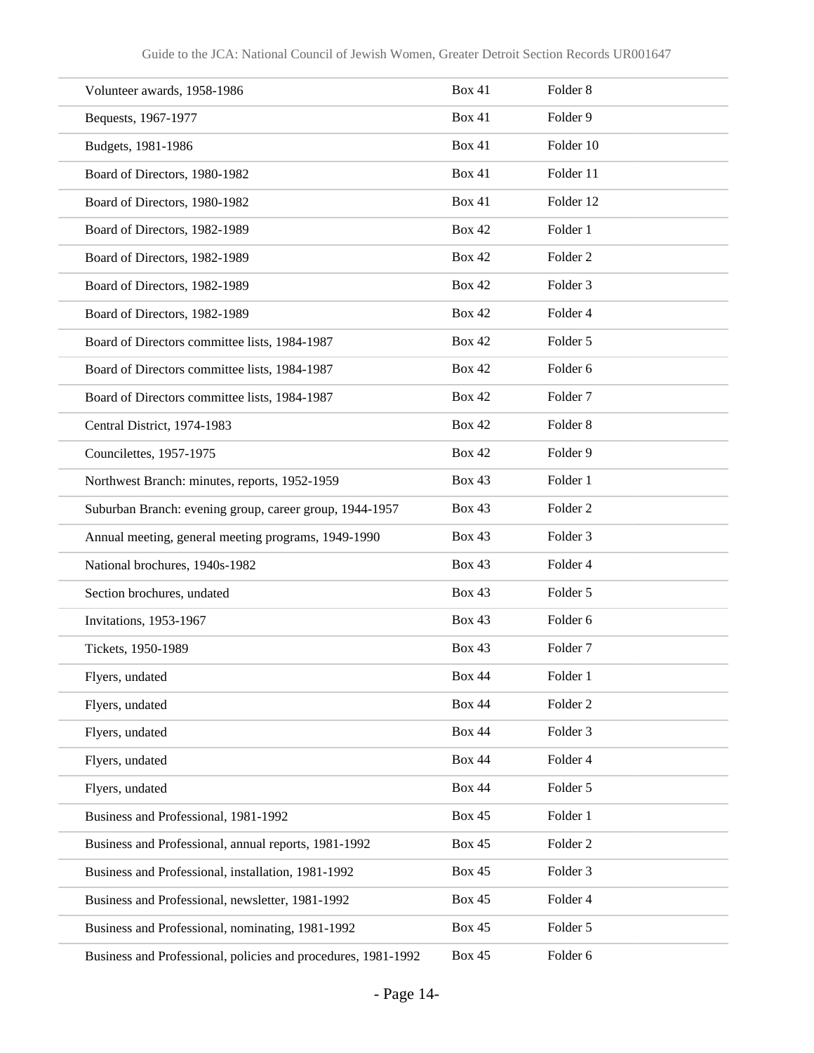| Volunteer awards, 1958-1986 | Box 41 | Folder 8 |
|---|---|---|
| Bequests, 1967-1977 | Box 41 | Folder 9 |
| Budgets, 1981-1986 | Box 41 | Folder 10 |
| Board of Directors, 1980-1982 | Box 41 | Folder 11 |
| Board of Directors, 1980-1982 | Box 41 | Folder 12 |
| Board of Directors, 1982-1989 | Box 42 | Folder 1 |
| Board of Directors, 1982-1989 | Box 42 | Folder 2 |
| Board of Directors, 1982-1989 | Box 42 | Folder 3 |
| Board of Directors, 1982-1989 | Box 42 | Folder 4 |
| Board of Directors committee lists, 1984-1987 | Box 42 | Folder 5 |
| Board of Directors committee lists, 1984-1987 | Box 42 | Folder 6 |
| Board of Directors committee lists, 1984-1987 | Box 42 | Folder 7 |
| Central District, 1974-1983 | Box 42 | Folder 8 |
| Councilettes, 1957-1975 | Box 42 | Folder 9 |
| Northwest Branch: minutes, reports, 1952-1959 | Box 43 | Folder 1 |
| Suburban Branch: evening group, career group, 1944-1957 | Box 43 | Folder 2 |
| Annual meeting, general meeting programs, 1949-1990 | Box 43 | Folder 3 |
| National brochures, 1940s-1982 | Box 43 | Folder 4 |
| Section brochures, undated | Box 43 | Folder 5 |
| Invitations, 1953-1967 | Box 43 | Folder 6 |
| Tickets, 1950-1989 | Box 43 | Folder 7 |
| Flyers, undated | Box 44 | Folder 1 |
| Flyers, undated | Box 44 | Folder 2 |
| Flyers, undated | Box 44 | Folder 3 |
| Flyers, undated | Box 44 | Folder 4 |
| Flyers, undated | Box 44 | Folder 5 |
| Business and Professional, 1981-1992 | Box 45 | Folder 1 |
| Business and Professional, annual reports, 1981-1992 | Box 45 | Folder 2 |
| Business and Professional, installation, 1981-1992 | Box 45 | Folder 3 |
| Business and Professional, newsletter, 1981-1992 | Box 45 | Folder 4 |
| Business and Professional, nominating, 1981-1992 | Box 45 | Folder 5 |
| Business and Professional, policies and procedures, 1981-1992 | Box 45 | Folder 6 |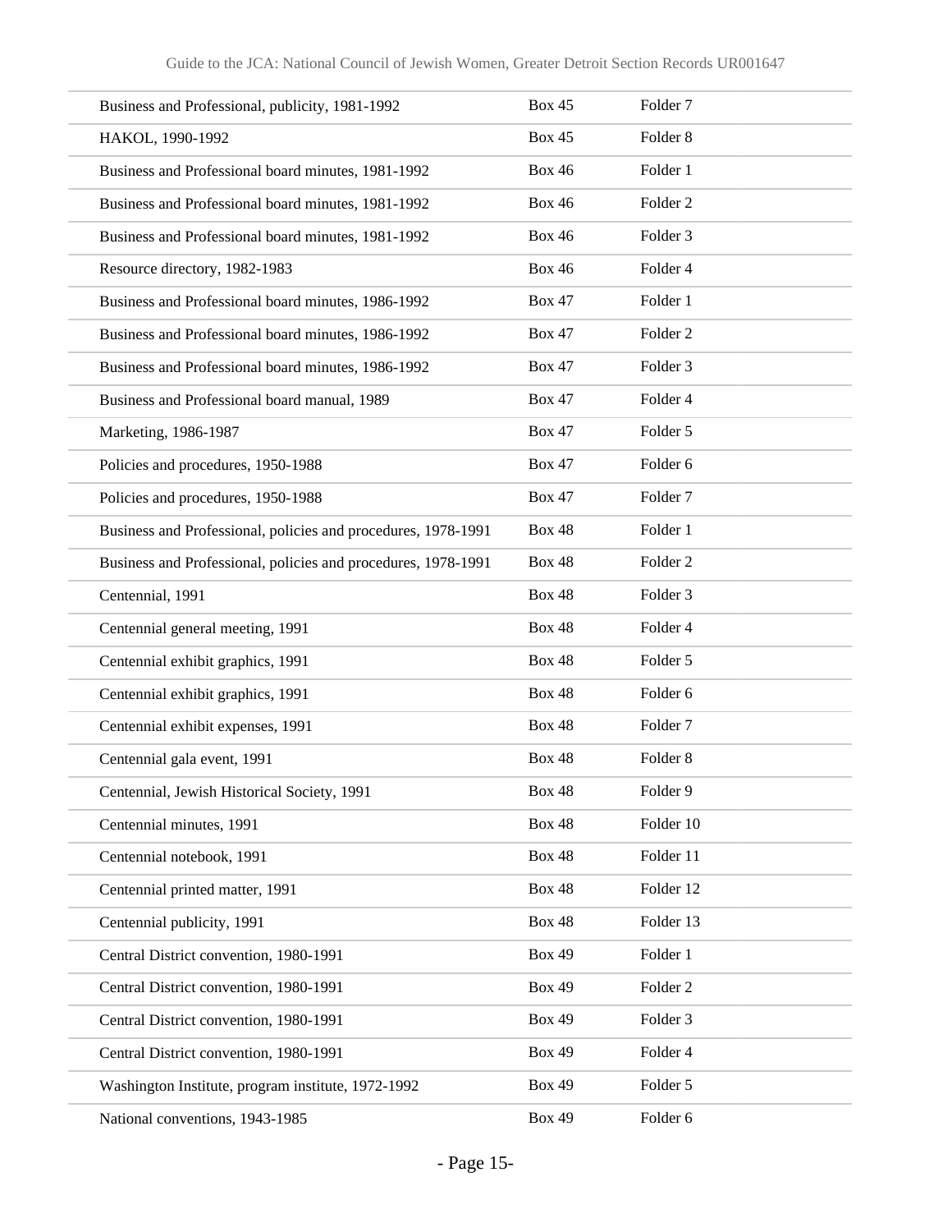| | | |
|---|---|---|
| Business and Professional, publicity, 1981-1992 | Box 45 | Folder 7 |
| HAKOL, 1990-1992 | Box 45 | Folder 8 |
| Business and Professional board minutes, 1981-1992 | Box 46 | Folder 1 |
| Business and Professional board minutes, 1981-1992 | Box 46 | Folder 2 |
| Business and Professional board minutes, 1981-1992 | Box 46 | Folder 3 |
| Resource directory, 1982-1983 | Box 46 | Folder 4 |
| Business and Professional board minutes, 1986-1992 | Box 47 | Folder 1 |
| Business and Professional board minutes, 1986-1992 | Box 47 | Folder 2 |
| Business and Professional board minutes, 1986-1992 | Box 47 | Folder 3 |
| Business and Professional board manual, 1989 | Box 47 | Folder 4 |
| Marketing, 1986-1987 | Box 47 | Folder 5 |
| Policies and procedures, 1950-1988 | Box 47 | Folder 6 |
| Policies and procedures, 1950-1988 | Box 47 | Folder 7 |
| Business and Professional, policies and procedures, 1978-1991 | Box 48 | Folder 1 |
| Business and Professional, policies and procedures, 1978-1991 | Box 48 | Folder 2 |
| Centennial, 1991 | Box 48 | Folder 3 |
| Centennial general meeting, 1991 | Box 48 | Folder 4 |
| Centennial exhibit graphics, 1991 | Box 48 | Folder 5 |
| Centennial exhibit graphics, 1991 | Box 48 | Folder 6 |
| Centennial exhibit expenses, 1991 | Box 48 | Folder 7 |
| Centennial gala event, 1991 | Box 48 | Folder 8 |
| Centennial, Jewish Historical Society, 1991 | Box 48 | Folder 9 |
| Centennial minutes, 1991 | Box 48 | Folder 10 |
| Centennial notebook, 1991 | Box 48 | Folder 11 |
| Centennial printed matter, 1991 | Box 48 | Folder 12 |
| Centennial publicity, 1991 | Box 48 | Folder 13 |
| Central District convention, 1980-1991 | Box 49 | Folder 1 |
| Central District convention, 1980-1991 | Box 49 | Folder 2 |
| Central District convention, 1980-1991 | Box 49 | Folder 3 |
| Central District convention, 1980-1991 | Box 49 | Folder 4 |
| Washington Institute, program institute, 1972-1992 | Box 49 | Folder 5 |
| National conventions, 1943-1985 | Box 49 | Folder 6 |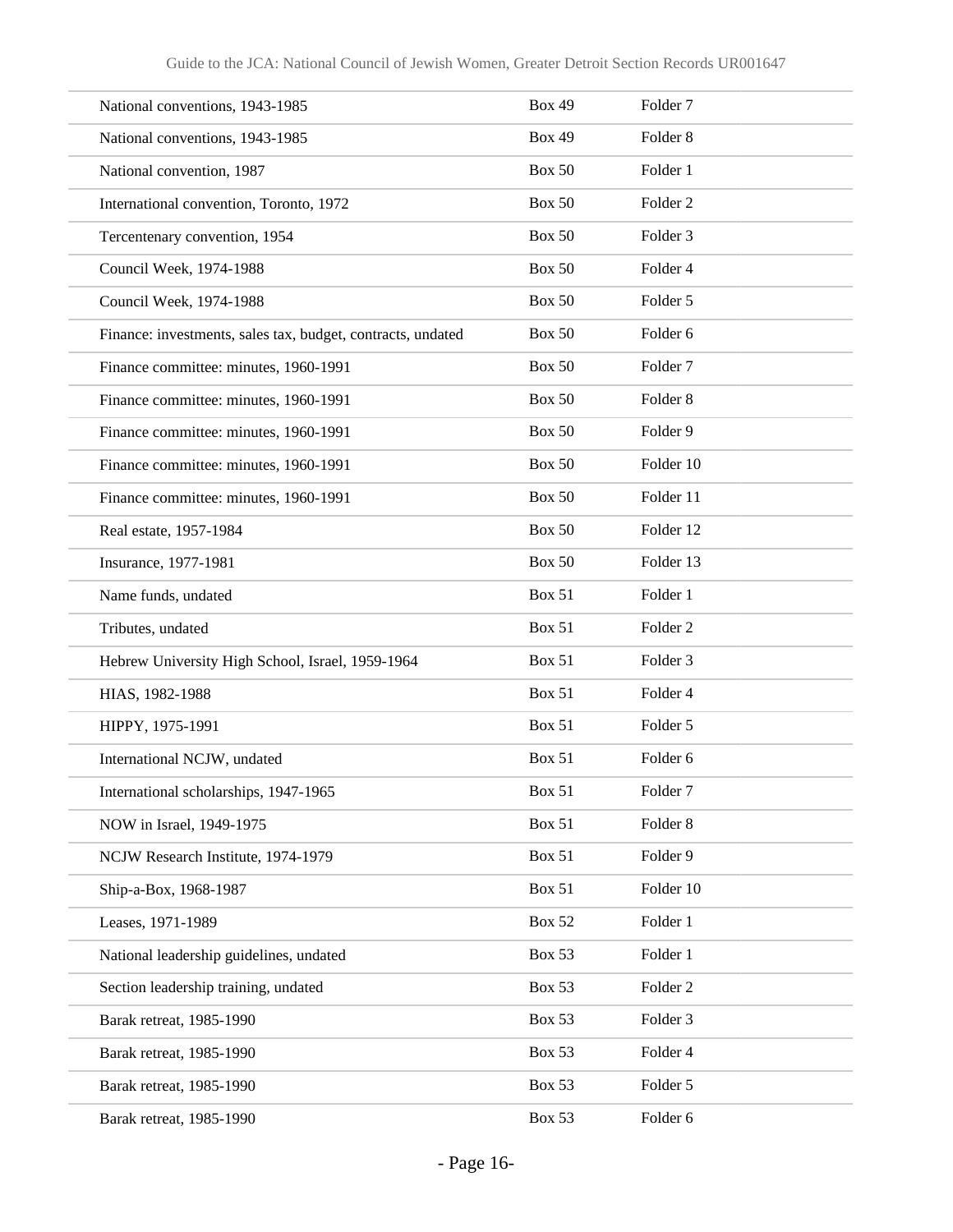| | | |
|---|---|---|
| National conventions, 1943-1985 | Box 49 | Folder 7 |
| National conventions, 1943-1985 | Box 49 | Folder 8 |
| National convention, 1987 | Box 50 | Folder 1 |
| International convention, Toronto, 1972 | Box 50 | Folder 2 |
| Tercentenary convention, 1954 | Box 50 | Folder 3 |
| Council Week, 1974-1988 | Box 50 | Folder 4 |
| Council Week, 1974-1988 | Box 50 | Folder 5 |
| Finance: investments, sales tax, budget, contracts, undated | Box 50 | Folder 6 |
| Finance committee: minutes, 1960-1991 | Box 50 | Folder 7 |
| Finance committee: minutes, 1960-1991 | Box 50 | Folder 8 |
| Finance committee: minutes, 1960-1991 | Box 50 | Folder 9 |
| Finance committee: minutes, 1960-1991 | Box 50 | Folder 10 |
| Finance committee: minutes, 1960-1991 | Box 50 | Folder 11 |
| Real estate, 1957-1984 | Box 50 | Folder 12 |
| Insurance, 1977-1981 | Box 50 | Folder 13 |
| Name funds, undated | Box 51 | Folder 1 |
| Tributes, undated | Box 51 | Folder 2 |
| Hebrew University High School, Israel, 1959-1964 | Box 51 | Folder 3 |
| HIAS, 1982-1988 | Box 51 | Folder 4 |
| HIPPY, 1975-1991 | Box 51 | Folder 5 |
| International NCJW, undated | Box 51 | Folder 6 |
| International scholarships, 1947-1965 | Box 51 | Folder 7 |
| NOW in Israel, 1949-1975 | Box 51 | Folder 8 |
| NCJW Research Institute, 1974-1979 | Box 51 | Folder 9 |
| Ship-a-Box, 1968-1987 | Box 51 | Folder 10 |
| Leases, 1971-1989 | Box 52 | Folder 1 |
| National leadership guidelines, undated | Box 53 | Folder 1 |
| Section leadership training, undated | Box 53 | Folder 2 |
| Barak retreat, 1985-1990 | Box 53 | Folder 3 |
| Barak retreat, 1985-1990 | Box 53 | Folder 4 |
| Barak retreat, 1985-1990 | Box 53 | Folder 5 |
| Barak retreat, 1985-1990 | Box 53 | Folder 6 |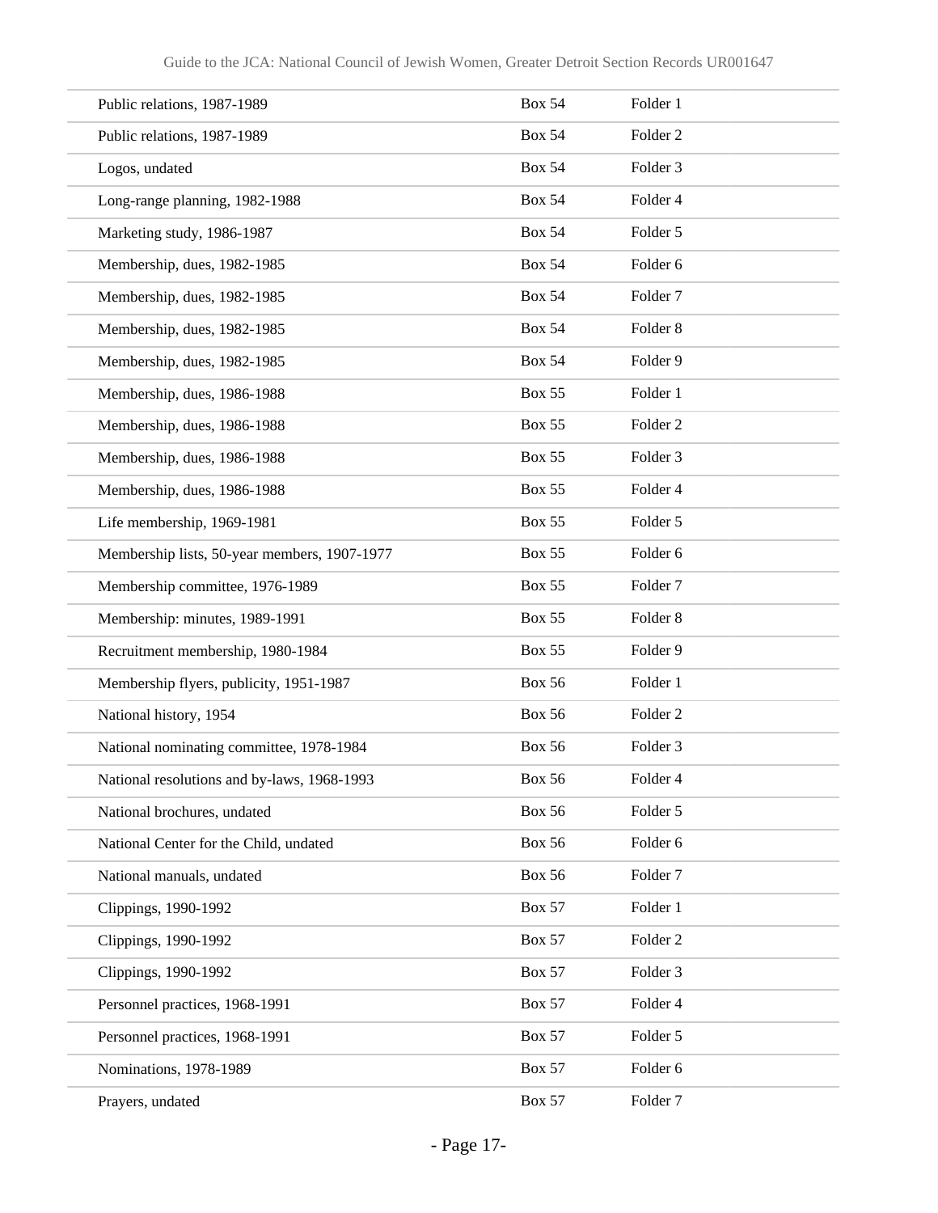| | | |
|---|---|---|
| Public relations, 1987-1989 | Box 54 | Folder 1 |
| Public relations, 1987-1989 | Box 54 | Folder 2 |
| Logos, undated | Box 54 | Folder 3 |
| Long-range planning, 1982-1988 | Box 54 | Folder 4 |
| Marketing study, 1986-1987 | Box 54 | Folder 5 |
| Membership, dues, 1982-1985 | Box 54 | Folder 6 |
| Membership, dues, 1982-1985 | Box 54 | Folder 7 |
| Membership, dues, 1982-1985 | Box 54 | Folder 8 |
| Membership, dues, 1982-1985 | Box 54 | Folder 9 |
| Membership, dues, 1986-1988 | Box 55 | Folder 1 |
| Membership, dues, 1986-1988 | Box 55 | Folder 2 |
| Membership, dues, 1986-1988 | Box 55 | Folder 3 |
| Membership, dues, 1986-1988 | Box 55 | Folder 4 |
| Life membership, 1969-1981 | Box 55 | Folder 5 |
| Membership lists, 50-year members, 1907-1977 | Box 55 | Folder 6 |
| Membership committee, 1976-1989 | Box 55 | Folder 7 |
| Membership: minutes, 1989-1991 | Box 55 | Folder 8 |
| Recruitment membership, 1980-1984 | Box 55 | Folder 9 |
| Membership flyers, publicity, 1951-1987 | Box 56 | Folder 1 |
| National history, 1954 | Box 56 | Folder 2 |
| National nominating committee, 1978-1984 | Box 56 | Folder 3 |
| National resolutions and by-laws, 1968-1993 | Box 56 | Folder 4 |
| National brochures, undated | Box 56 | Folder 5 |
| National Center for the Child, undated | Box 56 | Folder 6 |
| National manuals, undated | Box 56 | Folder 7 |
| Clippings, 1990-1992 | Box 57 | Folder 1 |
| Clippings, 1990-1992 | Box 57 | Folder 2 |
| Clippings, 1990-1992 | Box 57 | Folder 3 |
| Personnel practices, 1968-1991 | Box 57 | Folder 4 |
| Personnel practices, 1968-1991 | Box 57 | Folder 5 |
| Nominations, 1978-1989 | Box 57 | Folder 6 |
| Prayers, undated | Box 57 | Folder 7 |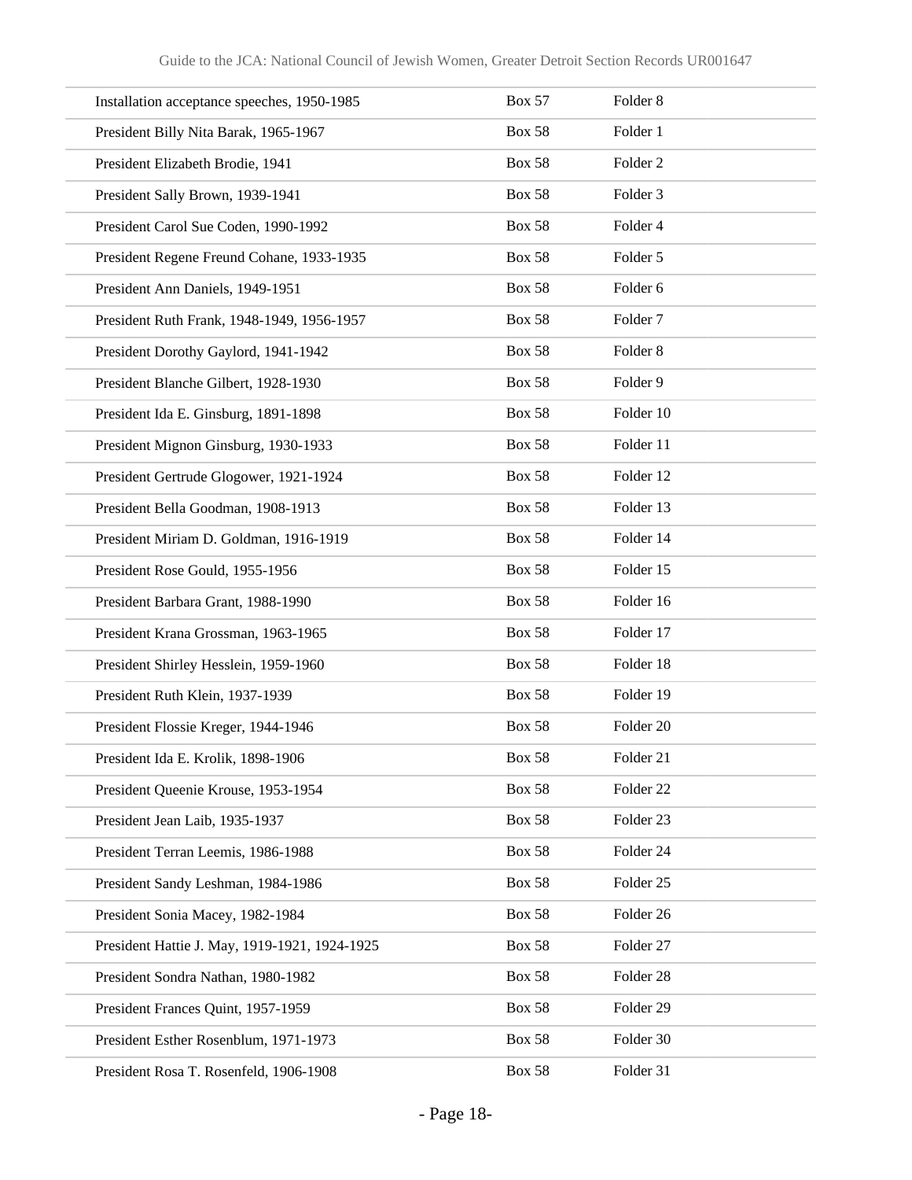| | | |
|---|---|---|
| Installation acceptance speeches, 1950-1985 | Box 57 | Folder 8 |
| President Billy Nita Barak, 1965-1967 | Box 58 | Folder 1 |
| President Elizabeth Brodie, 1941 | Box 58 | Folder 2 |
| President Sally Brown, 1939-1941 | Box 58 | Folder 3 |
| President Carol Sue Coden, 1990-1992 | Box 58 | Folder 4 |
| President Regene Freund Cohane, 1933-1935 | Box 58 | Folder 5 |
| President Ann Daniels, 1949-1951 | Box 58 | Folder 6 |
| President Ruth Frank, 1948-1949, 1956-1957 | Box 58 | Folder 7 |
| President Dorothy Gaylord, 1941-1942 | Box 58 | Folder 8 |
| President Blanche Gilbert, 1928-1930 | Box 58 | Folder 9 |
| President Ida E. Ginsburg, 1891-1898 | Box 58 | Folder 10 |
| President Mignon Ginsburg, 1930-1933 | Box 58 | Folder 11 |
| President Gertrude Glogower, 1921-1924 | Box 58 | Folder 12 |
| President Bella Goodman, 1908-1913 | Box 58 | Folder 13 |
| President Miriam D. Goldman, 1916-1919 | Box 58 | Folder 14 |
| President Rose Gould, 1955-1956 | Box 58 | Folder 15 |
| President Barbara Grant, 1988-1990 | Box 58 | Folder 16 |
| President Krana Grossman, 1963-1965 | Box 58 | Folder 17 |
| President Shirley Hesslein, 1959-1960 | Box 58 | Folder 18 |
| President Ruth Klein, 1937-1939 | Box 58 | Folder 19 |
| President Flossie Kreger, 1944-1946 | Box 58 | Folder 20 |
| President Ida E. Krolik, 1898-1906 | Box 58 | Folder 21 |
| President Queenie Krouse, 1953-1954 | Box 58 | Folder 22 |
| President Jean Laib, 1935-1937 | Box 58 | Folder 23 |
| President Terran Leemis, 1986-1988 | Box 58 | Folder 24 |
| President Sandy Leshman, 1984-1986 | Box 58 | Folder 25 |
| President Sonia Macey, 1982-1984 | Box 58 | Folder 26 |
| President Hattie J. May, 1919-1921, 1924-1925 | Box 58 | Folder 27 |
| President Sondra Nathan, 1980-1982 | Box 58 | Folder 28 |
| President Frances Quint, 1957-1959 | Box 58 | Folder 29 |
| President Esther Rosenblum, 1971-1973 | Box 58 | Folder 30 |
| President Rosa T. Rosenfeld, 1906-1908 | Box 58 | Folder 31 |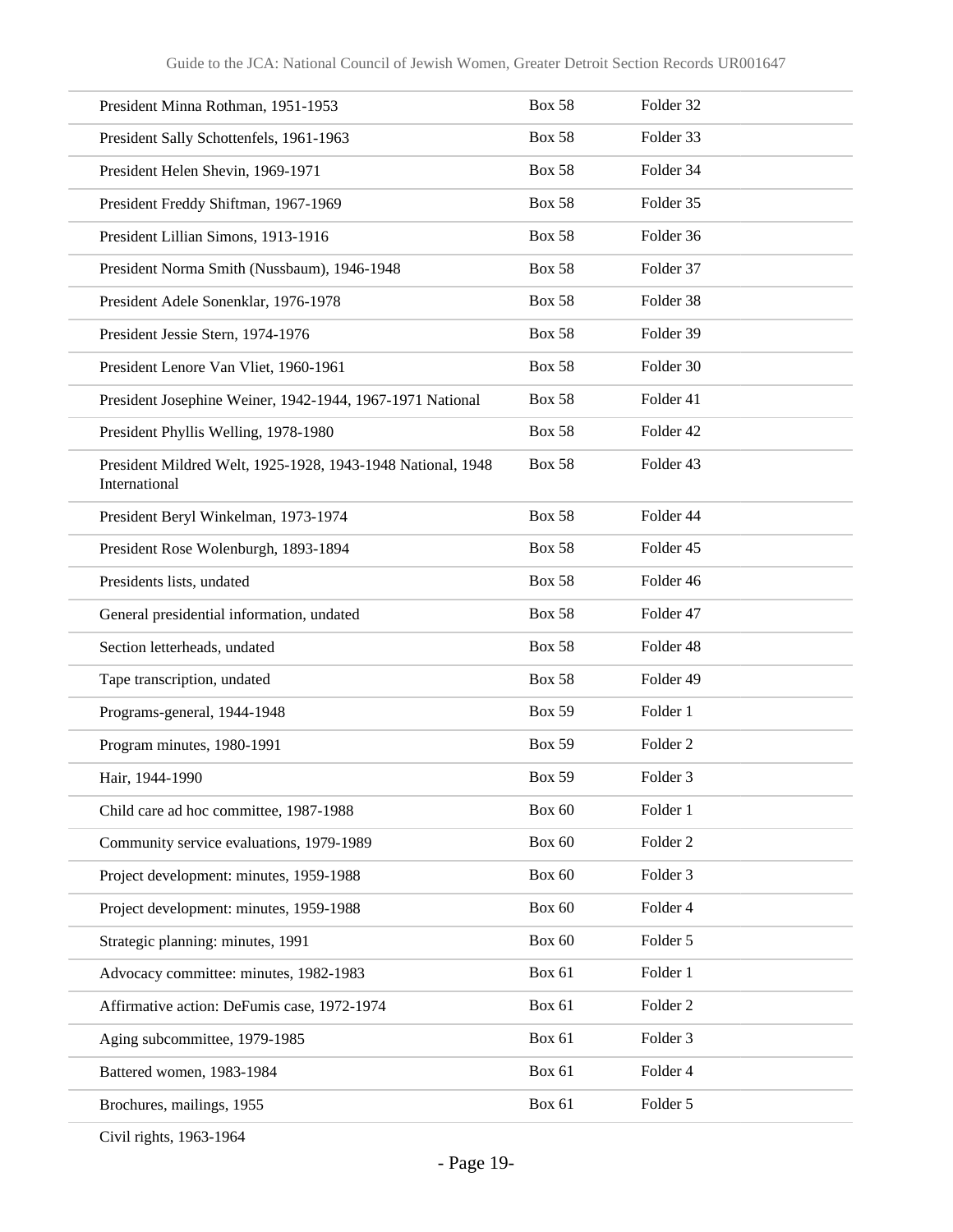| | | |
|---|---|---|
| President Minna Rothman, 1951-1953 | Box 58 | Folder 32 |
| President Sally Schottenfels, 1961-1963 | Box 58 | Folder 33 |
| President Helen Shevin, 1969-1971 | Box 58 | Folder 34 |
| President Freddy Shiftman, 1967-1969 | Box 58 | Folder 35 |
| President Lillian Simons, 1913-1916 | Box 58 | Folder 36 |
| President Norma Smith (Nussbaum), 1946-1948 | Box 58 | Folder 37 |
| President Adele Sonenklar, 1976-1978 | Box 58 | Folder 38 |
| President Jessie Stern, 1974-1976 | Box 58 | Folder 39 |
| President Lenore Van Vliet, 1960-1961 | Box 58 | Folder 30 |
| President Josephine Weiner, 1942-1944, 1967-1971 National | Box 58 | Folder 41 |
| President Phyllis Welling, 1978-1980 | Box 58 | Folder 42 |
| President Mildred Welt, 1925-1928, 1943-1948 National, 1948 International | Box 58 | Folder 43 |
| President Beryl Winkelman, 1973-1974 | Box 58 | Folder 44 |
| President Rose Wolenburgh, 1893-1894 | Box 58 | Folder 45 |
| Presidents lists, undated | Box 58 | Folder 46 |
| General presidential information, undated | Box 58 | Folder 47 |
| Section letterheads, undated | Box 58 | Folder 48 |
| Tape transcription, undated | Box 58 | Folder 49 |
| Programs-general, 1944-1948 | Box 59 | Folder 1 |
| Program minutes, 1980-1991 | Box 59 | Folder 2 |
| Hair, 1944-1990 | Box 59 | Folder 3 |
| Child care ad hoc committee, 1987-1988 | Box 60 | Folder 1 |
| Community service evaluations, 1979-1989 | Box 60 | Folder 2 |
| Project development: minutes, 1959-1988 | Box 60 | Folder 3 |
| Project development: minutes, 1959-1988 | Box 60 | Folder 4 |
| Strategic planning: minutes, 1991 | Box 60 | Folder 5 |
| Advocacy committee: minutes, 1982-1983 | Box 61 | Folder 1 |
| Affirmative action: DeFumis case, 1972-1974 | Box 61 | Folder 2 |
| Aging subcommittee, 1979-1985 | Box 61 | Folder 3 |
| Battered women, 1983-1984 | Box 61 | Folder 4 |
| Brochures, mailings, 1955 | Box 61 | Folder 5 |
| Civil rights, 1963-1964 | | |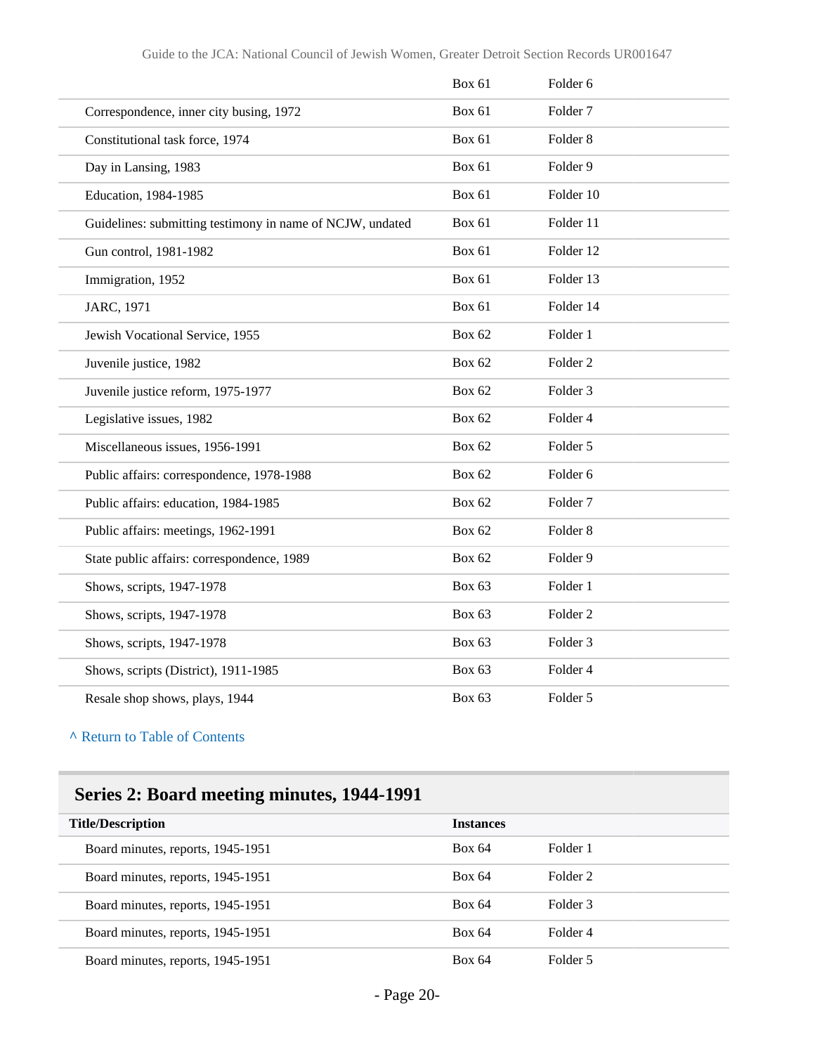| | | |
|---|---|---|
| | Box 61 | Folder 6 |
| Correspondence, inner city busing, 1972 | Box 61 | Folder 7 |
| Constitutional task force, 1974 | Box 61 | Folder 8 |
| Day in Lansing, 1983 | Box 61 | Folder 9 |
| Education, 1984-1985 | Box 61 | Folder 10 |
| Guidelines: submitting testimony in name of NCJW, undated | Box 61 | Folder 11 |
| Gun control, 1981-1982 | Box 61 | Folder 12 |
| Immigration, 1952 | Box 61 | Folder 13 |
| JARC, 1971 | Box 61 | Folder 14 |
| Jewish Vocational Service, 1955 | Box 62 | Folder 1 |
| Juvenile justice, 1982 | Box 62 | Folder 2 |
| Juvenile justice reform, 1975-1977 | Box 62 | Folder 3 |
| Legislative issues, 1982 | Box 62 | Folder 4 |
| Miscellaneous issues, 1956-1991 | Box 62 | Folder 5 |
| Public affairs: correspondence, 1978-1988 | Box 62 | Folder 6 |
| Public affairs: education, 1984-1985 | Box 62 | Folder 7 |
| Public affairs: meetings, 1962-1991 | Box 62 | Folder 8 |
| State public affairs: correspondence, 1989 | Box 62 | Folder 9 |
| Shows, scripts, 1947-1978 | Box 63 | Folder 1 |
| Shows, scripts, 1947-1978 | Box 63 | Folder 2 |
| Shows, scripts, 1947-1978 | Box 63 | Folder 3 |
| Shows, scripts (District), 1911-1985 | Box 63 | Folder 4 |
| Resale shop shows, plays, 1944 | Box 63 | Folder 5 |

^ Return to Table of Contents

## Series 2: Board meeting minutes, 1944-1991

| Title/Description | Instances | |
|---|---|---|
| Board minutes, reports, 1945-1951 | Box 64 | Folder 1 |
| Board minutes, reports, 1945-1951 | Box 64 | Folder 2 |
| Board minutes, reports, 1945-1951 | Box 64 | Folder 3 |
| Board minutes, reports, 1945-1951 | Box 64 | Folder 4 |
| Board minutes, reports, 1945-1951 | Box 64 | Folder 5 |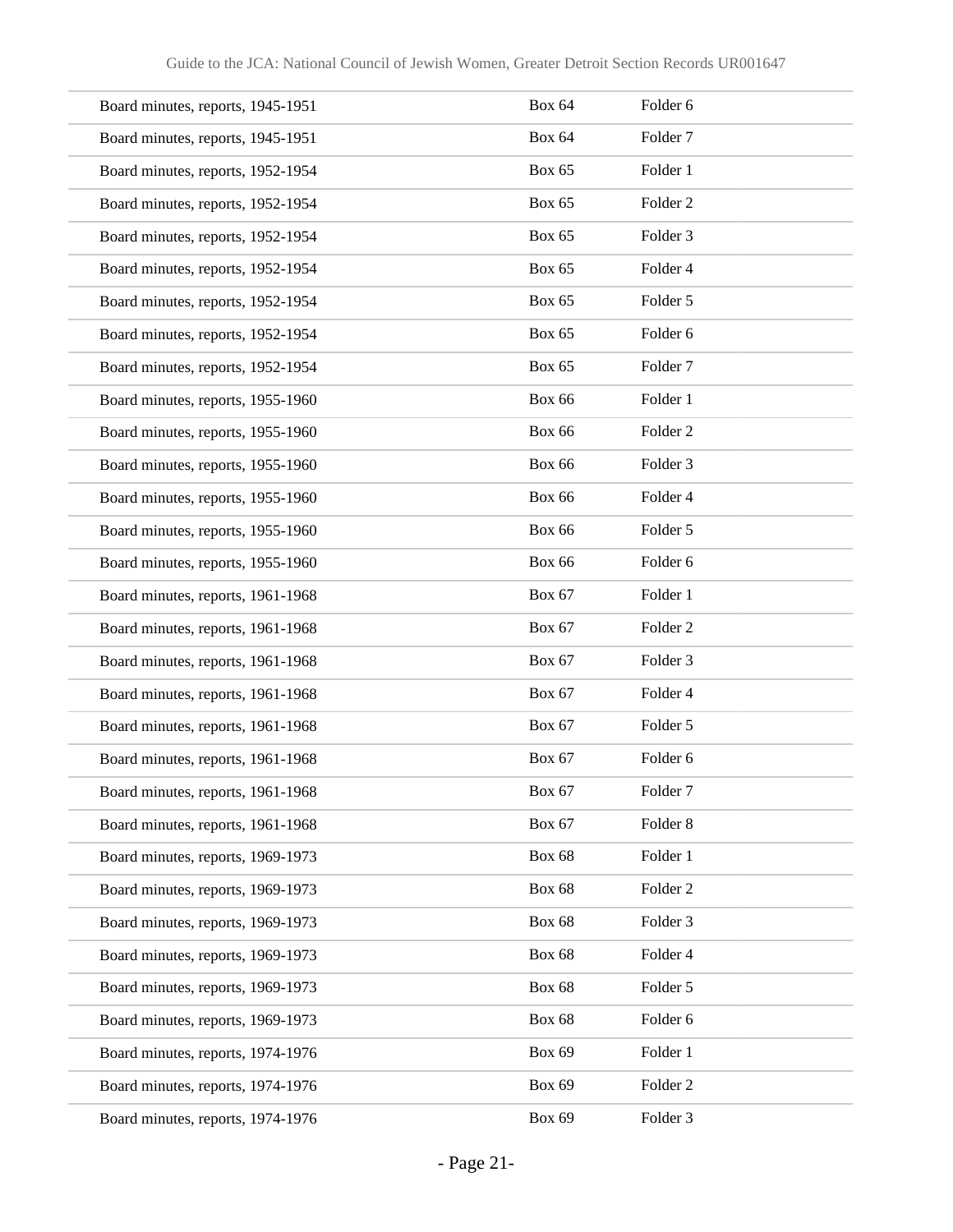| | | |
|---|---|---|
| Board minutes, reports, 1945-1951 | Box 64 | Folder 6 |
| Board minutes, reports, 1945-1951 | Box 64 | Folder 7 |
| Board minutes, reports, 1952-1954 | Box 65 | Folder 1 |
| Board minutes, reports, 1952-1954 | Box 65 | Folder 2 |
| Board minutes, reports, 1952-1954 | Box 65 | Folder 3 |
| Board minutes, reports, 1952-1954 | Box 65 | Folder 4 |
| Board minutes, reports, 1952-1954 | Box 65 | Folder 5 |
| Board minutes, reports, 1952-1954 | Box 65 | Folder 6 |
| Board minutes, reports, 1952-1954 | Box 65 | Folder 7 |
| Board minutes, reports, 1955-1960 | Box 66 | Folder 1 |
| Board minutes, reports, 1955-1960 | Box 66 | Folder 2 |
| Board minutes, reports, 1955-1960 | Box 66 | Folder 3 |
| Board minutes, reports, 1955-1960 | Box 66 | Folder 4 |
| Board minutes, reports, 1955-1960 | Box 66 | Folder 5 |
| Board minutes, reports, 1955-1960 | Box 66 | Folder 6 |
| Board minutes, reports, 1961-1968 | Box 67 | Folder 1 |
| Board minutes, reports, 1961-1968 | Box 67 | Folder 2 |
| Board minutes, reports, 1961-1968 | Box 67 | Folder 3 |
| Board minutes, reports, 1961-1968 | Box 67 | Folder 4 |
| Board minutes, reports, 1961-1968 | Box 67 | Folder 5 |
| Board minutes, reports, 1961-1968 | Box 67 | Folder 6 |
| Board minutes, reports, 1961-1968 | Box 67 | Folder 7 |
| Board minutes, reports, 1961-1968 | Box 67 | Folder 8 |
| Board minutes, reports, 1969-1973 | Box 68 | Folder 1 |
| Board minutes, reports, 1969-1973 | Box 68 | Folder 2 |
| Board minutes, reports, 1969-1973 | Box 68 | Folder 3 |
| Board minutes, reports, 1969-1973 | Box 68 | Folder 4 |
| Board minutes, reports, 1969-1973 | Box 68 | Folder 5 |
| Board minutes, reports, 1969-1973 | Box 68 | Folder 6 |
| Board minutes, reports, 1974-1976 | Box 69 | Folder 1 |
| Board minutes, reports, 1974-1976 | Box 69 | Folder 2 |
| Board minutes, reports, 1974-1976 | Box 69 | Folder 3 |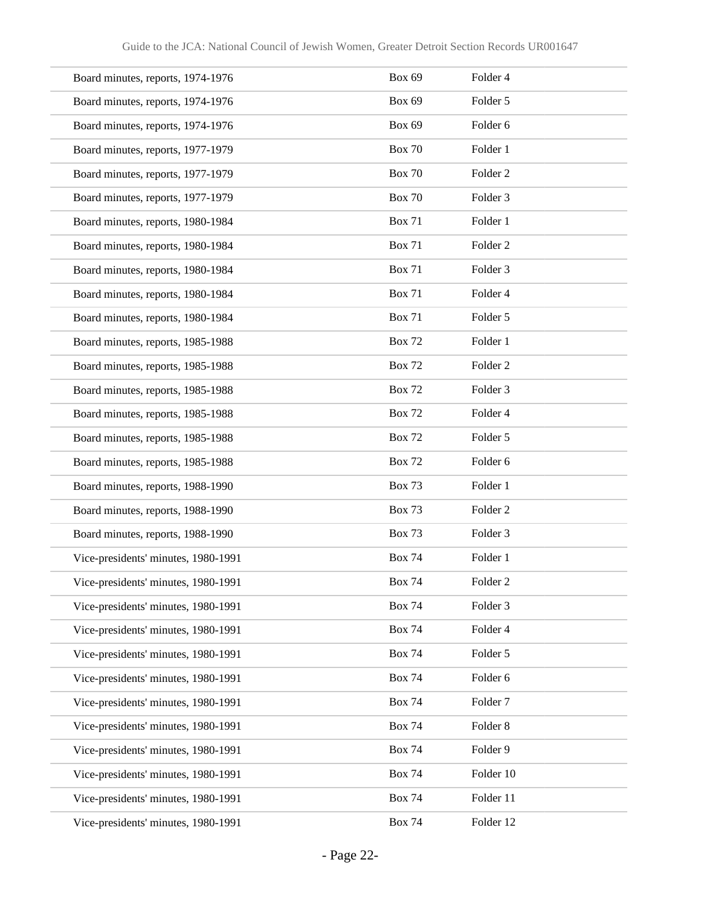| | | |
|---|---|---|
| Board minutes, reports, 1974-1976 | Box 69 | Folder 4 |
| Board minutes, reports, 1974-1976 | Box 69 | Folder 5 |
| Board minutes, reports, 1974-1976 | Box 69 | Folder 6 |
| Board minutes, reports, 1977-1979 | Box 70 | Folder 1 |
| Board minutes, reports, 1977-1979 | Box 70 | Folder 2 |
| Board minutes, reports, 1977-1979 | Box 70 | Folder 3 |
| Board minutes, reports, 1980-1984 | Box 71 | Folder 1 |
| Board minutes, reports, 1980-1984 | Box 71 | Folder 2 |
| Board minutes, reports, 1980-1984 | Box 71 | Folder 3 |
| Board minutes, reports, 1980-1984 | Box 71 | Folder 4 |
| Board minutes, reports, 1980-1984 | Box 71 | Folder 5 |
| Board minutes, reports, 1985-1988 | Box 72 | Folder 1 |
| Board minutes, reports, 1985-1988 | Box 72 | Folder 2 |
| Board minutes, reports, 1985-1988 | Box 72 | Folder 3 |
| Board minutes, reports, 1985-1988 | Box 72 | Folder 4 |
| Board minutes, reports, 1985-1988 | Box 72 | Folder 5 |
| Board minutes, reports, 1985-1988 | Box 72 | Folder 6 |
| Board minutes, reports, 1988-1990 | Box 73 | Folder 1 |
| Board minutes, reports, 1988-1990 | Box 73 | Folder 2 |
| Board minutes, reports, 1988-1990 | Box 73 | Folder 3 |
| Vice-presidents' minutes, 1980-1991 | Box 74 | Folder 1 |
| Vice-presidents' minutes, 1980-1991 | Box 74 | Folder 2 |
| Vice-presidents' minutes, 1980-1991 | Box 74 | Folder 3 |
| Vice-presidents' minutes, 1980-1991 | Box 74 | Folder 4 |
| Vice-presidents' minutes, 1980-1991 | Box 74 | Folder 5 |
| Vice-presidents' minutes, 1980-1991 | Box 74 | Folder 6 |
| Vice-presidents' minutes, 1980-1991 | Box 74 | Folder 7 |
| Vice-presidents' minutes, 1980-1991 | Box 74 | Folder 8 |
| Vice-presidents' minutes, 1980-1991 | Box 74 | Folder 9 |
| Vice-presidents' minutes, 1980-1991 | Box 74 | Folder 10 |
| Vice-presidents' minutes, 1980-1991 | Box 74 | Folder 11 |
| Vice-presidents' minutes, 1980-1991 | Box 74 | Folder 12 |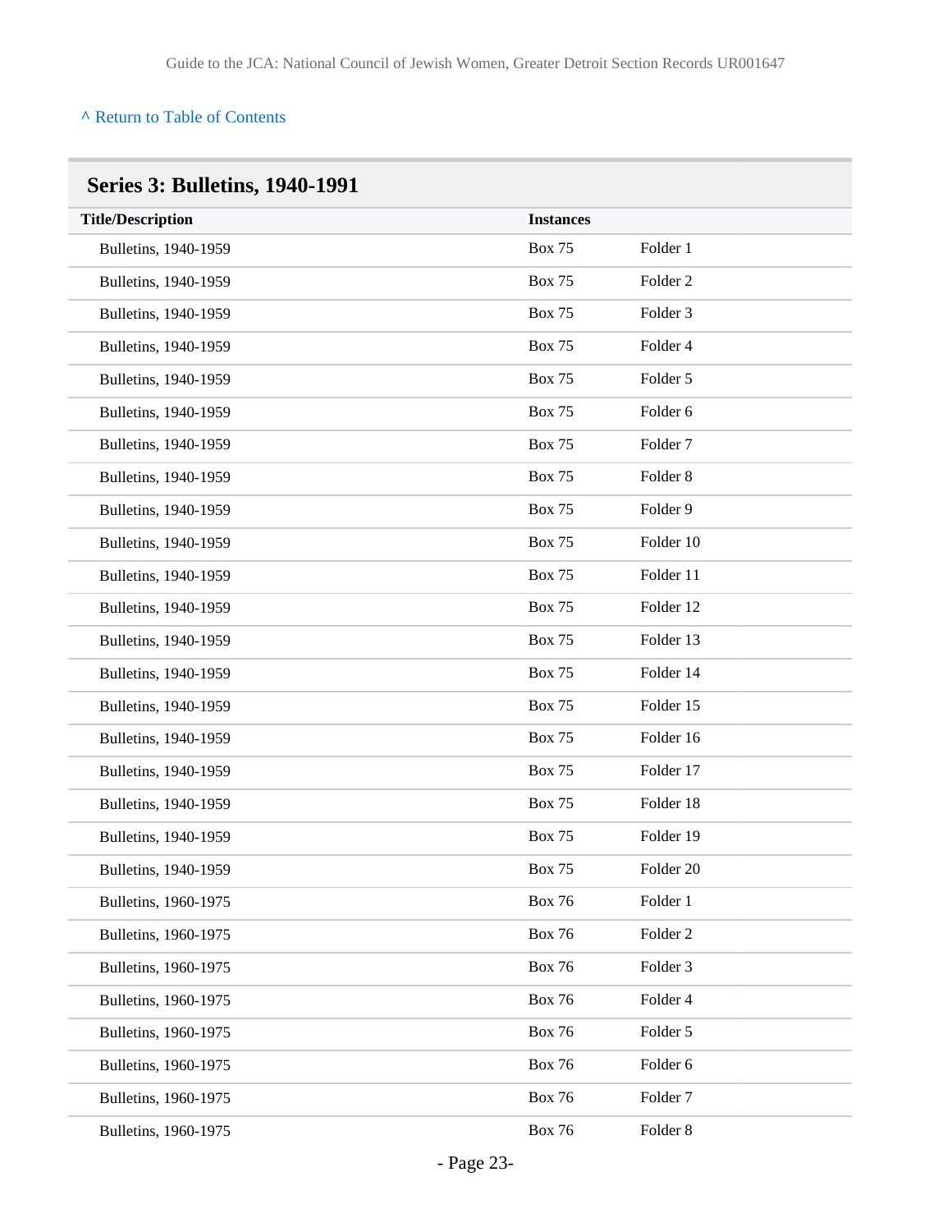[^ Return to Table of Contents]

## Series 3: Bulletins, 1940-1991

| Title/Description | Instances | |
|---|---|---|
| Bulletins, 1940-1959 | Box 75 | Folder 1 |
| Bulletins, 1940-1959 | Box 75 | Folder 2 |
| Bulletins, 1940-1959 | Box 75 | Folder 3 |
| Bulletins, 1940-1959 | Box 75 | Folder 4 |
| Bulletins, 1940-1959 | Box 75 | Folder 5 |
| Bulletins, 1940-1959 | Box 75 | Folder 6 |
| Bulletins, 1940-1959 | Box 75 | Folder 7 |
| Bulletins, 1940-1959 | Box 75 | Folder 8 |
| Bulletins, 1940-1959 | Box 75 | Folder 9 |
| Bulletins, 1940-1959 | Box 75 | Folder 10 |
| Bulletins, 1940-1959 | Box 75 | Folder 11 |
| Bulletins, 1940-1959 | Box 75 | Folder 12 |
| Bulletins, 1940-1959 | Box 75 | Folder 13 |
| Bulletins, 1940-1959 | Box 75 | Folder 14 |
| Bulletins, 1940-1959 | Box 75 | Folder 15 |
| Bulletins, 1940-1959 | Box 75 | Folder 16 |
| Bulletins, 1940-1959 | Box 75 | Folder 17 |
| Bulletins, 1940-1959 | Box 75 | Folder 18 |
| Bulletins, 1940-1959 | Box 75 | Folder 19 |
| Bulletins, 1940-1959 | Box 75 | Folder 20 |
| Bulletins, 1960-1975 | Box 76 | Folder 1 |
| Bulletins, 1960-1975 | Box 76 | Folder 2 |
| Bulletins, 1960-1975 | Box 76 | Folder 3 |
| Bulletins, 1960-1975 | Box 76 | Folder 4 |
| Bulletins, 1960-1975 | Box 76 | Folder 5 |
| Bulletins, 1960-1975 | Box 76 | Folder 6 |
| Bulletins, 1960-1975 | Box 76 | Folder 7 |
| Bulletins, 1960-1975 | Box 76 | Folder 8 |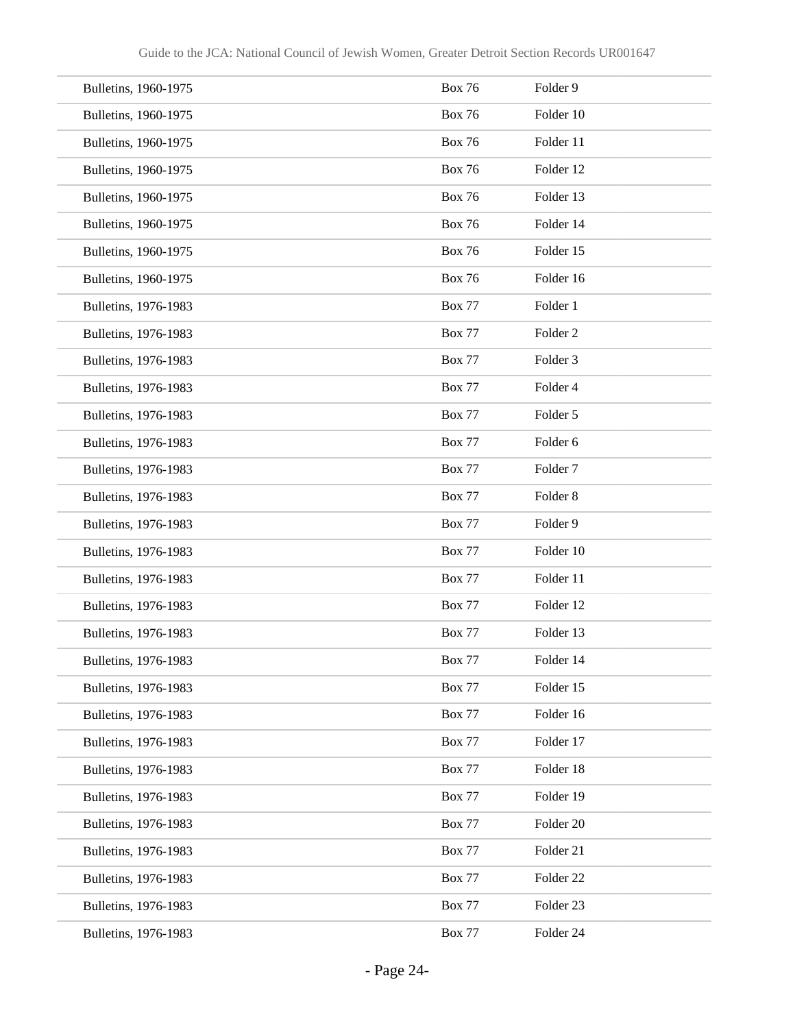| | | |
|---|---|---|
| Bulletins, 1960-1975 | Box 76 | Folder 9 |
| Bulletins, 1960-1975 | Box 76 | Folder 10 |
| Bulletins, 1960-1975 | Box 76 | Folder 11 |
| Bulletins, 1960-1975 | Box 76 | Folder 12 |
| Bulletins, 1960-1975 | Box 76 | Folder 13 |
| Bulletins, 1960-1975 | Box 76 | Folder 14 |
| Bulletins, 1960-1975 | Box 76 | Folder 15 |
| Bulletins, 1960-1975 | Box 76 | Folder 16 |
| Bulletins, 1976-1983 | Box 77 | Folder 1 |
| Bulletins, 1976-1983 | Box 77 | Folder 2 |
| Bulletins, 1976-1983 | Box 77 | Folder 3 |
| Bulletins, 1976-1983 | Box 77 | Folder 4 |
| Bulletins, 1976-1983 | Box 77 | Folder 5 |
| Bulletins, 1976-1983 | Box 77 | Folder 6 |
| Bulletins, 1976-1983 | Box 77 | Folder 7 |
| Bulletins, 1976-1983 | Box 77 | Folder 8 |
| Bulletins, 1976-1983 | Box 77 | Folder 9 |
| Bulletins, 1976-1983 | Box 77 | Folder 10 |
| Bulletins, 1976-1983 | Box 77 | Folder 11 |
| Bulletins, 1976-1983 | Box 77 | Folder 12 |
| Bulletins, 1976-1983 | Box 77 | Folder 13 |
| Bulletins, 1976-1983 | Box 77 | Folder 14 |
| Bulletins, 1976-1983 | Box 77 | Folder 15 |
| Bulletins, 1976-1983 | Box 77 | Folder 16 |
| Bulletins, 1976-1983 | Box 77 | Folder 17 |
| Bulletins, 1976-1983 | Box 77 | Folder 18 |
| Bulletins, 1976-1983 | Box 77 | Folder 19 |
| Bulletins, 1976-1983 | Box 77 | Folder 20 |
| Bulletins, 1976-1983 | Box 77 | Folder 21 |
| Bulletins, 1976-1983 | Box 77 | Folder 22 |
| Bulletins, 1976-1983 | Box 77 | Folder 23 |
| Bulletins, 1976-1983 | Box 77 | Folder 24 |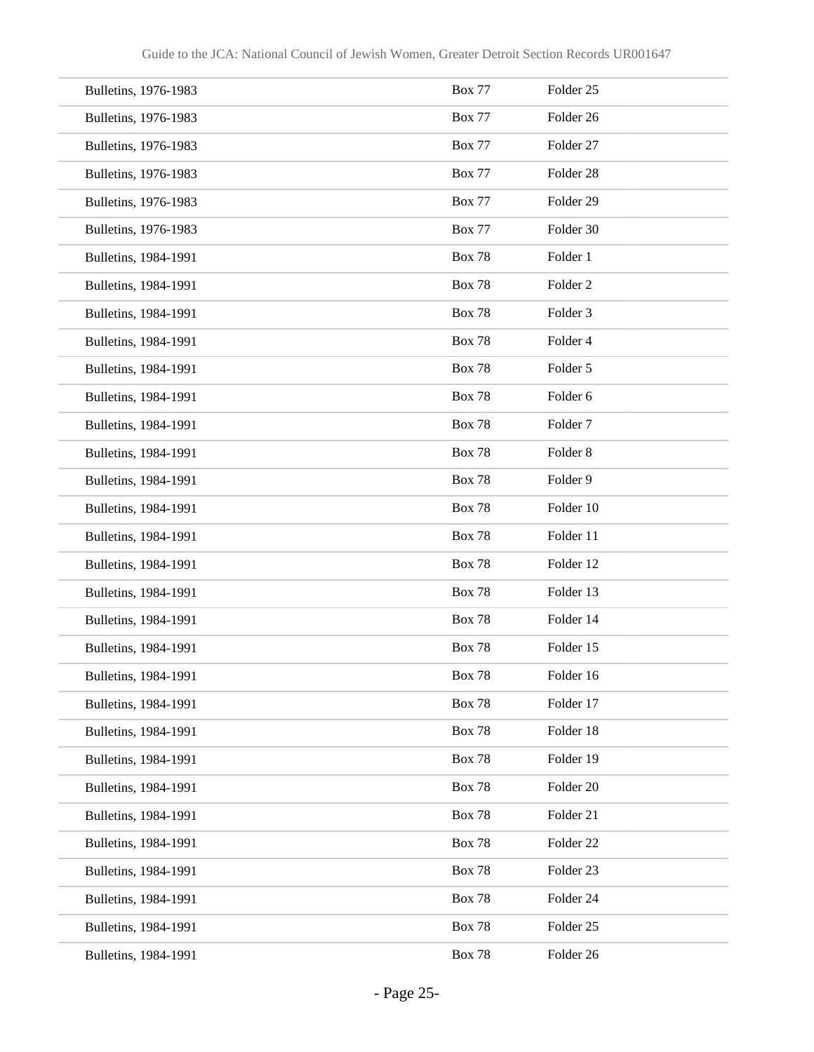| Bulletins, 1976-1983 | Box 77 | Folder 25 |
|---|---|---|
| Bulletins, 1976-1983 | Box 77 | Folder 26 |
| Bulletins, 1976-1983 | Box 77 | Folder 27 |
| Bulletins, 1976-1983 | Box 77 | Folder 28 |
| Bulletins, 1976-1983 | Box 77 | Folder 29 |
| Bulletins, 1976-1983 | Box 77 | Folder 30 |
| Bulletins, 1984-1991 | Box 78 | Folder 1 |
| Bulletins, 1984-1991 | Box 78 | Folder 2 |
| Bulletins, 1984-1991 | Box 78 | Folder 3 |
| Bulletins, 1984-1991 | Box 78 | Folder 4 |
| Bulletins, 1984-1991 | Box 78 | Folder 5 |
| Bulletins, 1984-1991 | Box 78 | Folder 6 |
| Bulletins, 1984-1991 | Box 78 | Folder 7 |
| Bulletins, 1984-1991 | Box 78 | Folder 8 |
| Bulletins, 1984-1991 | Box 78 | Folder 9 |
| Bulletins, 1984-1991 | Box 78 | Folder 10 |
| Bulletins, 1984-1991 | Box 78 | Folder 11 |
| Bulletins, 1984-1991 | Box 78 | Folder 12 |
| Bulletins, 1984-1991 | Box 78 | Folder 13 |
| Bulletins, 1984-1991 | Box 78 | Folder 14 |
| Bulletins, 1984-1991 | Box 78 | Folder 15 |
| Bulletins, 1984-1991 | Box 78 | Folder 16 |
| Bulletins, 1984-1991 | Box 78 | Folder 17 |
| Bulletins, 1984-1991 | Box 78 | Folder 18 |
| Bulletins, 1984-1991 | Box 78 | Folder 19 |
| Bulletins, 1984-1991 | Box 78 | Folder 20 |
| Bulletins, 1984-1991 | Box 78 | Folder 21 |
| Bulletins, 1984-1991 | Box 78 | Folder 22 |
| Bulletins, 1984-1991 | Box 78 | Folder 23 |
| Bulletins, 1984-1991 | Box 78 | Folder 24 |
| Bulletins, 1984-1991 | Box 78 | Folder 25 |
| Bulletins, 1984-1991 | Box 78 | Folder 26 |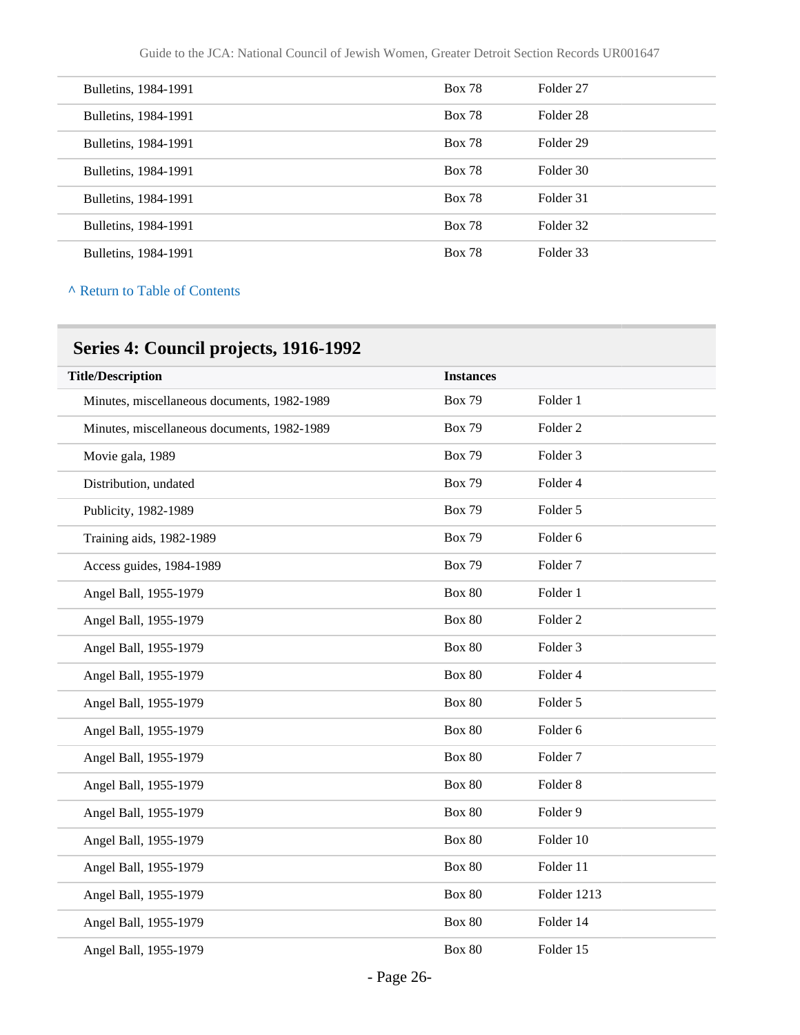| | | |
|---|---|---|
| Bulletins, 1984-1991 | Box 78 | Folder 27 |
| Bulletins, 1984-1991 | Box 78 | Folder 28 |
| Bulletins, 1984-1991 | Box 78 | Folder 29 |
| Bulletins, 1984-1991 | Box 78 | Folder 30 |
| Bulletins, 1984-1991 | Box 78 | Folder 31 |
| Bulletins, 1984-1991 | Box 78 | Folder 32 |
| Bulletins, 1984-1991 | Box 78 | Folder 33 |

^ Return to Table of Contents

## Series 4: Council projects, 1916-1992

| Title/Description | Instances | |
|---|---|---|
| Minutes, miscellaneous documents, 1982-1989 | Box 79 | Folder 1 |
| Minutes, miscellaneous documents, 1982-1989 | Box 79 | Folder 2 |
| Movie gala, 1989 | Box 79 | Folder 3 |
| Distribution, undated | Box 79 | Folder 4 |
| Publicity, 1982-1989 | Box 79 | Folder 5 |
| Training aids, 1982-1989 | Box 79 | Folder 6 |
| Access guides, 1984-1989 | Box 79 | Folder 7 |
| Angel Ball, 1955-1979 | Box 80 | Folder 1 |
| Angel Ball, 1955-1979 | Box 80 | Folder 2 |
| Angel Ball, 1955-1979 | Box 80 | Folder 3 |
| Angel Ball, 1955-1979 | Box 80 | Folder 4 |
| Angel Ball, 1955-1979 | Box 80 | Folder 5 |
| Angel Ball, 1955-1979 | Box 80 | Folder 6 |
| Angel Ball, 1955-1979 | Box 80 | Folder 7 |
| Angel Ball, 1955-1979 | Box 80 | Folder 8 |
| Angel Ball, 1955-1979 | Box 80 | Folder 9 |
| Angel Ball, 1955-1979 | Box 80 | Folder 10 |
| Angel Ball, 1955-1979 | Box 80 | Folder 11 |
| Angel Ball, 1955-1979 | Box 80 | Folder 1213 |
| Angel Ball, 1955-1979 | Box 80 | Folder 14 |
| Angel Ball, 1955-1979 | Box 80 | Folder 15 |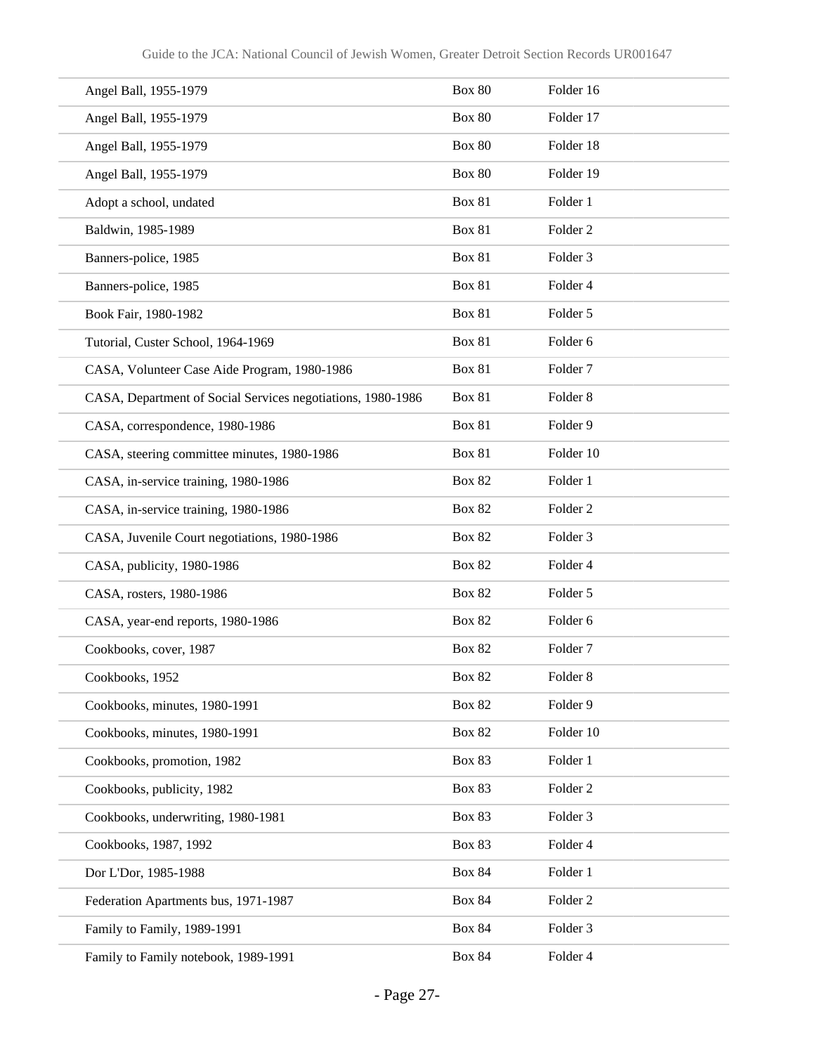| | | |
|---|---|---|
| Angel Ball, 1955-1979 | Box 80 | Folder 16 |
| Angel Ball, 1955-1979 | Box 80 | Folder 17 |
| Angel Ball, 1955-1979 | Box 80 | Folder 18 |
| Angel Ball, 1955-1979 | Box 80 | Folder 19 |
| Adopt a school, undated | Box 81 | Folder 1 |
| Baldwin, 1985-1989 | Box 81 | Folder 2 |
| Banners-police, 1985 | Box 81 | Folder 3 |
| Banners-police, 1985 | Box 81 | Folder 4 |
| Book Fair, 1980-1982 | Box 81 | Folder 5 |
| Tutorial, Custer School, 1964-1969 | Box 81 | Folder 6 |
| CASA, Volunteer Case Aide Program, 1980-1986 | Box 81 | Folder 7 |
| CASA, Department of Social Services negotiations, 1980-1986 | Box 81 | Folder 8 |
| CASA, correspondence, 1980-1986 | Box 81 | Folder 9 |
| CASA, steering committee minutes, 1980-1986 | Box 81 | Folder 10 |
| CASA, in-service training, 1980-1986 | Box 82 | Folder 1 |
| CASA, in-service training, 1980-1986 | Box 82 | Folder 2 |
| CASA, Juvenile Court negotiations, 1980-1986 | Box 82 | Folder 3 |
| CASA, publicity, 1980-1986 | Box 82 | Folder 4 |
| CASA, rosters, 1980-1986 | Box 82 | Folder 5 |
| CASA, year-end reports, 1980-1986 | Box 82 | Folder 6 |
| Cookbooks, cover, 1987 | Box 82 | Folder 7 |
| Cookbooks, 1952 | Box 82 | Folder 8 |
| Cookbooks, minutes, 1980-1991 | Box 82 | Folder 9 |
| Cookbooks, minutes, 1980-1991 | Box 82 | Folder 10 |
| Cookbooks, promotion, 1982 | Box 83 | Folder 1 |
| Cookbooks, publicity, 1982 | Box 83 | Folder 2 |
| Cookbooks, underwriting, 1980-1981 | Box 83 | Folder 3 |
| Cookbooks, 1987, 1992 | Box 83 | Folder 4 |
| Dor L'Dor, 1985-1988 | Box 84 | Folder 1 |
| Federation Apartments bus, 1971-1987 | Box 84 | Folder 2 |
| Family to Family, 1989-1991 | Box 84 | Folder 3 |
| Family to Family notebook, 1989-1991 | Box 84 | Folder 4 |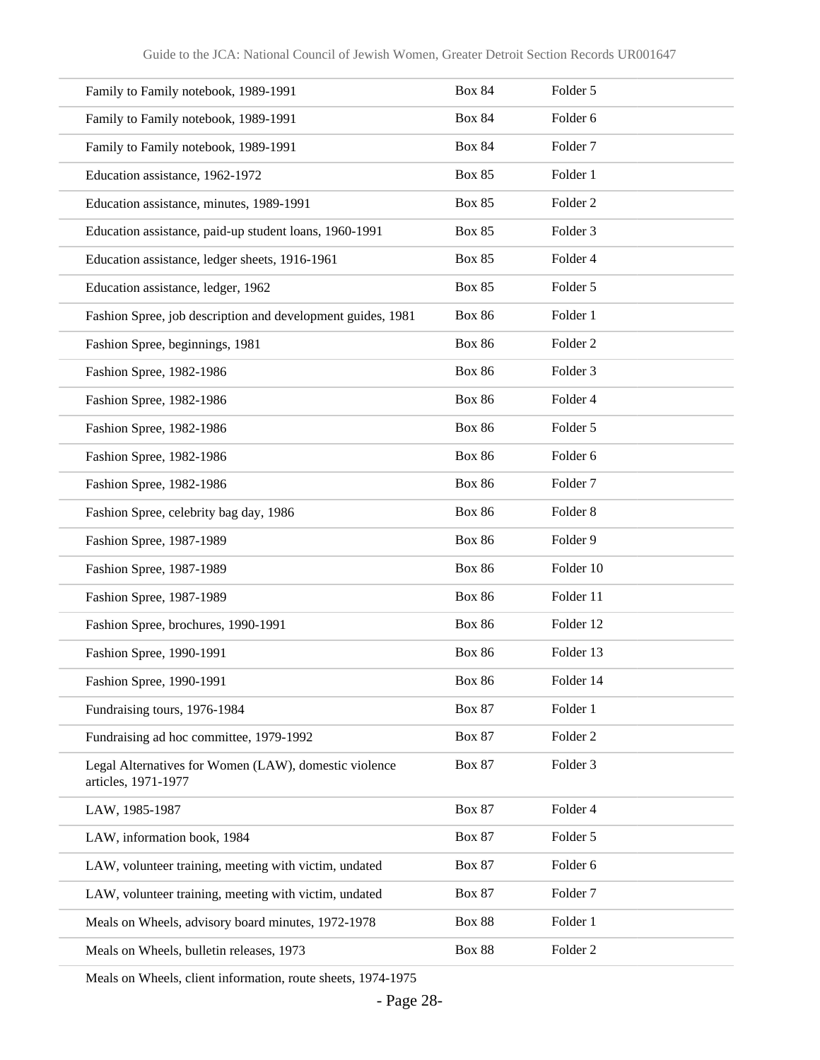| | | |
|---|---|---|
| Family to Family notebook, 1989-1991 | Box 84 | Folder 5 |
| Family to Family notebook, 1989-1991 | Box 84 | Folder 6 |
| Family to Family notebook, 1989-1991 | Box 84 | Folder 7 |
| Education assistance, 1962-1972 | Box 85 | Folder 1 |
| Education assistance, minutes, 1989-1991 | Box 85 | Folder 2 |
| Education assistance, paid-up student loans, 1960-1991 | Box 85 | Folder 3 |
| Education assistance, ledger sheets, 1916-1961 | Box 85 | Folder 4 |
| Education assistance, ledger, 1962 | Box 85 | Folder 5 |
| Fashion Spree, job description and development guides, 1981 | Box 86 | Folder 1 |
| Fashion Spree, beginnings, 1981 | Box 86 | Folder 2 |
| Fashion Spree, 1982-1986 | Box 86 | Folder 3 |
| Fashion Spree, 1982-1986 | Box 86 | Folder 4 |
| Fashion Spree, 1982-1986 | Box 86 | Folder 5 |
| Fashion Spree, 1982-1986 | Box 86 | Folder 6 |
| Fashion Spree, 1982-1986 | Box 86 | Folder 7 |
| Fashion Spree, celebrity bag day, 1986 | Box 86 | Folder 8 |
| Fashion Spree, 1987-1989 | Box 86 | Folder 9 |
| Fashion Spree, 1987-1989 | Box 86 | Folder 10 |
| Fashion Spree, 1987-1989 | Box 86 | Folder 11 |
| Fashion Spree, brochures, 1990-1991 | Box 86 | Folder 12 |
| Fashion Spree, 1990-1991 | Box 86 | Folder 13 |
| Fashion Spree, 1990-1991 | Box 86 | Folder 14 |
| Fundraising tours, 1976-1984 | Box 87 | Folder 1 |
| Fundraising ad hoc committee, 1979-1992 | Box 87 | Folder 2 |
| Legal Alternatives for Women (LAW), domestic violence articles, 1971-1977 | Box 87 | Folder 3 |
| LAW, 1985-1987 | Box 87 | Folder 4 |
| LAW, information book, 1984 | Box 87 | Folder 5 |
| LAW, volunteer training, meeting with victim, undated | Box 87 | Folder 6 |
| LAW, volunteer training, meeting with victim, undated | Box 87 | Folder 7 |
| Meals on Wheels, advisory board minutes, 1972-1978 | Box 88 | Folder 1 |
| Meals on Wheels, bulletin releases, 1973 | Box 88 | Folder 2 |
| Meals on Wheels, client information, route sheets, 1974-1975 | | |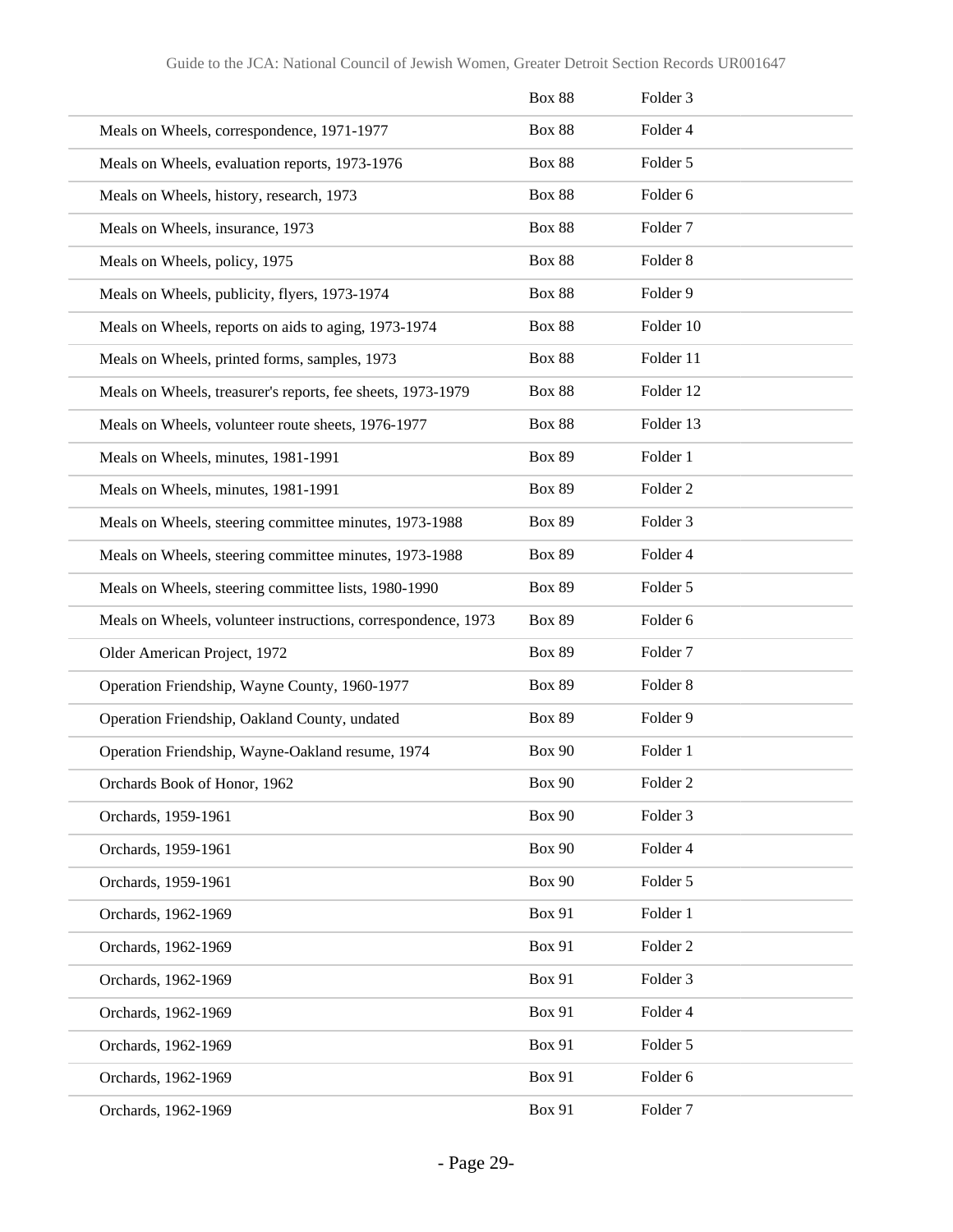| | | |
|---|---|---|
| | Box 88 | Folder 3 |
| Meals on Wheels, correspondence, 1971-1977 | Box 88 | Folder 4 |
| Meals on Wheels, evaluation reports, 1973-1976 | Box 88 | Folder 5 |
| Meals on Wheels, history, research, 1973 | Box 88 | Folder 6 |
| Meals on Wheels, insurance, 1973 | Box 88 | Folder 7 |
| Meals on Wheels, policy, 1975 | Box 88 | Folder 8 |
| Meals on Wheels, publicity, flyers, 1973-1974 | Box 88 | Folder 9 |
| Meals on Wheels, reports on aids to aging, 1973-1974 | Box 88 | Folder 10 |
| Meals on Wheels, printed forms, samples, 1973 | Box 88 | Folder 11 |
| Meals on Wheels, treasurer's reports, fee sheets, 1973-1979 | Box 88 | Folder 12 |
| Meals on Wheels, volunteer route sheets, 1976-1977 | Box 88 | Folder 13 |
| Meals on Wheels, minutes, 1981-1991 | Box 89 | Folder 1 |
| Meals on Wheels, minutes, 1981-1991 | Box 89 | Folder 2 |
| Meals on Wheels, steering committee minutes, 1973-1988 | Box 89 | Folder 3 |
| Meals on Wheels, steering committee minutes, 1973-1988 | Box 89 | Folder 4 |
| Meals on Wheels, steering committee lists, 1980-1990 | Box 89 | Folder 5 |
| Meals on Wheels, volunteer instructions, correspondence, 1973 | Box 89 | Folder 6 |
| Older American Project, 1972 | Box 89 | Folder 7 |
| Operation Friendship, Wayne County, 1960-1977 | Box 89 | Folder 8 |
| Operation Friendship, Oakland County, undated | Box 89 | Folder 9 |
| Operation Friendship, Wayne-Oakland resume, 1974 | Box 90 | Folder 1 |
| Orchards Book of Honor, 1962 | Box 90 | Folder 2 |
| Orchards, 1959-1961 | Box 90 | Folder 3 |
| Orchards, 1959-1961 | Box 90 | Folder 4 |
| Orchards, 1959-1961 | Box 90 | Folder 5 |
| Orchards, 1962-1969 | Box 91 | Folder 1 |
| Orchards, 1962-1969 | Box 91 | Folder 2 |
| Orchards, 1962-1969 | Box 91 | Folder 3 |
| Orchards, 1962-1969 | Box 91 | Folder 4 |
| Orchards, 1962-1969 | Box 91 | Folder 5 |
| Orchards, 1962-1969 | Box 91 | Folder 6 |
| Orchards, 1962-1969 | Box 91 | Folder 7 |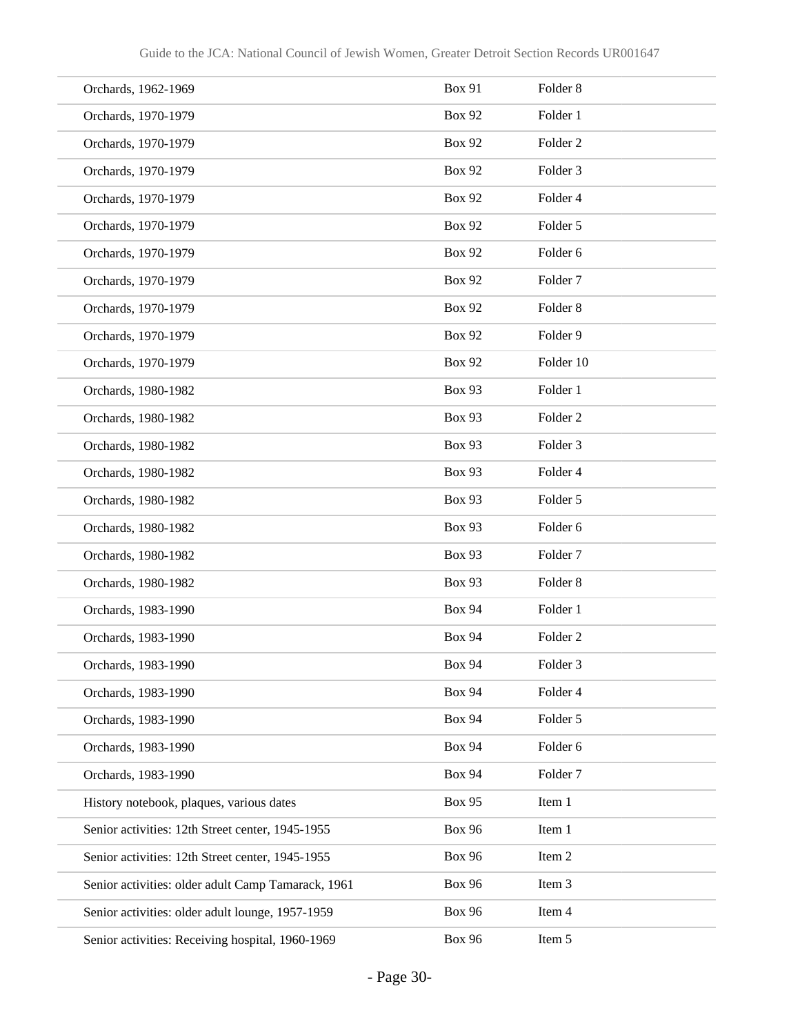| | | |
|---|---|---|
| Orchards, 1962-1969 | Box 91 | Folder 8 |
| Orchards, 1970-1979 | Box 92 | Folder 1 |
| Orchards, 1970-1979 | Box 92 | Folder 2 |
| Orchards, 1970-1979 | Box 92 | Folder 3 |
| Orchards, 1970-1979 | Box 92 | Folder 4 |
| Orchards, 1970-1979 | Box 92 | Folder 5 |
| Orchards, 1970-1979 | Box 92 | Folder 6 |
| Orchards, 1970-1979 | Box 92 | Folder 7 |
| Orchards, 1970-1979 | Box 92 | Folder 8 |
| Orchards, 1970-1979 | Box 92 | Folder 9 |
| Orchards, 1970-1979 | Box 92 | Folder 10 |
| Orchards, 1980-1982 | Box 93 | Folder 1 |
| Orchards, 1980-1982 | Box 93 | Folder 2 |
| Orchards, 1980-1982 | Box 93 | Folder 3 |
| Orchards, 1980-1982 | Box 93 | Folder 4 |
| Orchards, 1980-1982 | Box 93 | Folder 5 |
| Orchards, 1980-1982 | Box 93 | Folder 6 |
| Orchards, 1980-1982 | Box 93 | Folder 7 |
| Orchards, 1980-1982 | Box 93 | Folder 8 |
| Orchards, 1983-1990 | Box 94 | Folder 1 |
| Orchards, 1983-1990 | Box 94 | Folder 2 |
| Orchards, 1983-1990 | Box 94 | Folder 3 |
| Orchards, 1983-1990 | Box 94 | Folder 4 |
| Orchards, 1983-1990 | Box 94 | Folder 5 |
| Orchards, 1983-1990 | Box 94 | Folder 6 |
| Orchards, 1983-1990 | Box 94 | Folder 7 |
| History notebook, plaques, various dates | Box 95 | Item 1 |
| Senior activities: 12th Street center, 1945-1955 | Box 96 | Item 1 |
| Senior activities: 12th Street center, 1945-1955 | Box 96 | Item 2 |
| Senior activities: older adult Camp Tamarack, 1961 | Box 96 | Item 3 |
| Senior activities: older adult lounge, 1957-1959 | Box 96 | Item 4 |
| Senior activities: Receiving hospital, 1960-1969 | Box 96 | Item 5 |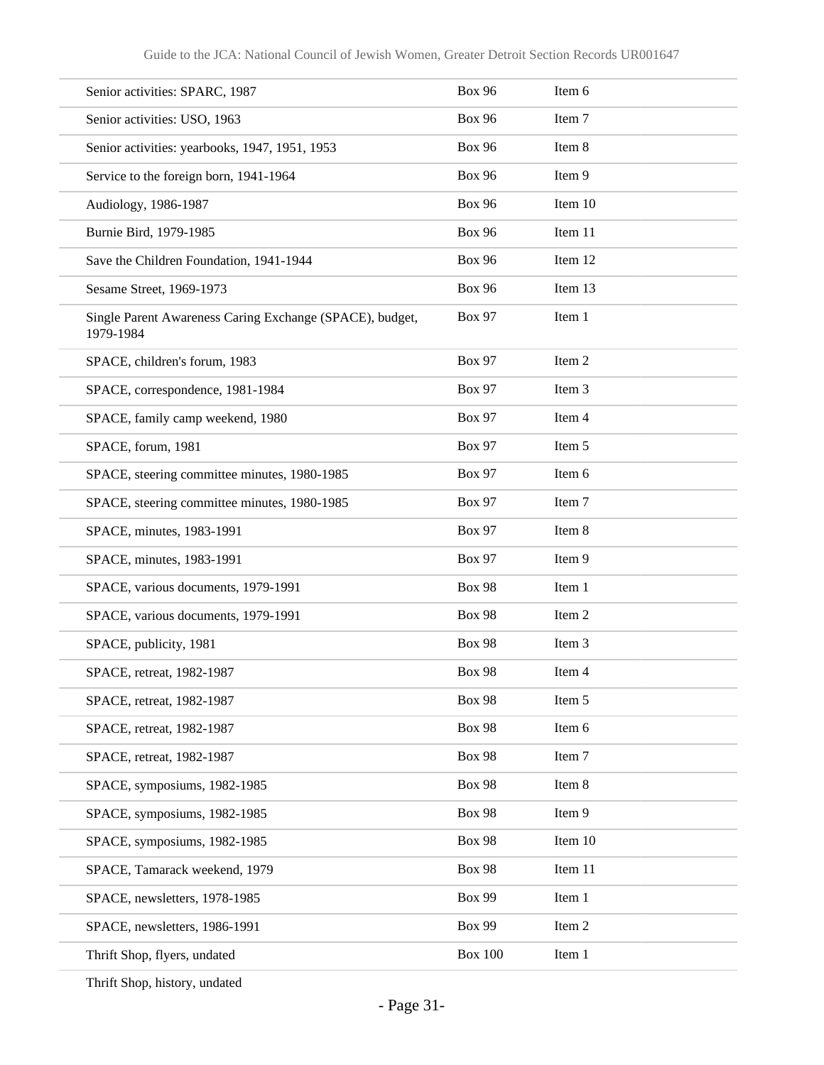| | | |
|---|---|---|
| Senior activities: SPARC, 1987 | Box 96 | Item 6 |
| Senior activities: USO, 1963 | Box 96 | Item 7 |
| Senior activities: yearbooks, 1947, 1951, 1953 | Box 96 | Item 8 |
| Service to the foreign born, 1941-1964 | Box 96 | Item 9 |
| Audiology, 1986-1987 | Box 96 | Item 10 |
| Burnie Bird, 1979-1985 | Box 96 | Item 11 |
| Save the Children Foundation, 1941-1944 | Box 96 | Item 12 |
| Sesame Street, 1969-1973 | Box 96 | Item 13 |
| Single Parent Awareness Caring Exchange (SPACE), budget, 1979-1984 | Box 97 | Item 1 |
| SPACE, children's forum, 1983 | Box 97 | Item 2 |
| SPACE, correspondence, 1981-1984 | Box 97 | Item 3 |
| SPACE, family camp weekend, 1980 | Box 97 | Item 4 |
| SPACE, forum, 1981 | Box 97 | Item 5 |
| SPACE, steering committee minutes, 1980-1985 | Box 97 | Item 6 |
| SPACE, steering committee minutes, 1980-1985 | Box 97 | Item 7 |
| SPACE, minutes, 1983-1991 | Box 97 | Item 8 |
| SPACE, minutes, 1983-1991 | Box 97 | Item 9 |
| SPACE, various documents, 1979-1991 | Box 98 | Item 1 |
| SPACE, various documents, 1979-1991 | Box 98 | Item 2 |
| SPACE, publicity, 1981 | Box 98 | Item 3 |
| SPACE, retreat, 1982-1987 | Box 98 | Item 4 |
| SPACE, retreat, 1982-1987 | Box 98 | Item 5 |
| SPACE, retreat, 1982-1987 | Box 98 | Item 6 |
| SPACE, retreat, 1982-1987 | Box 98 | Item 7 |
| SPACE, symposiums, 1982-1985 | Box 98 | Item 8 |
| SPACE, symposiums, 1982-1985 | Box 98 | Item 9 |
| SPACE, symposiums, 1982-1985 | Box 98 | Item 10 |
| SPACE, Tamarack weekend, 1979 | Box 98 | Item 11 |
| SPACE, newsletters, 1978-1985 | Box 99 | Item 1 |
| SPACE, newsletters, 1986-1991 | Box 99 | Item 2 |
| Thrift Shop, flyers, undated | Box 100 | Item 1 |
| Thrift Shop, history, undated | | |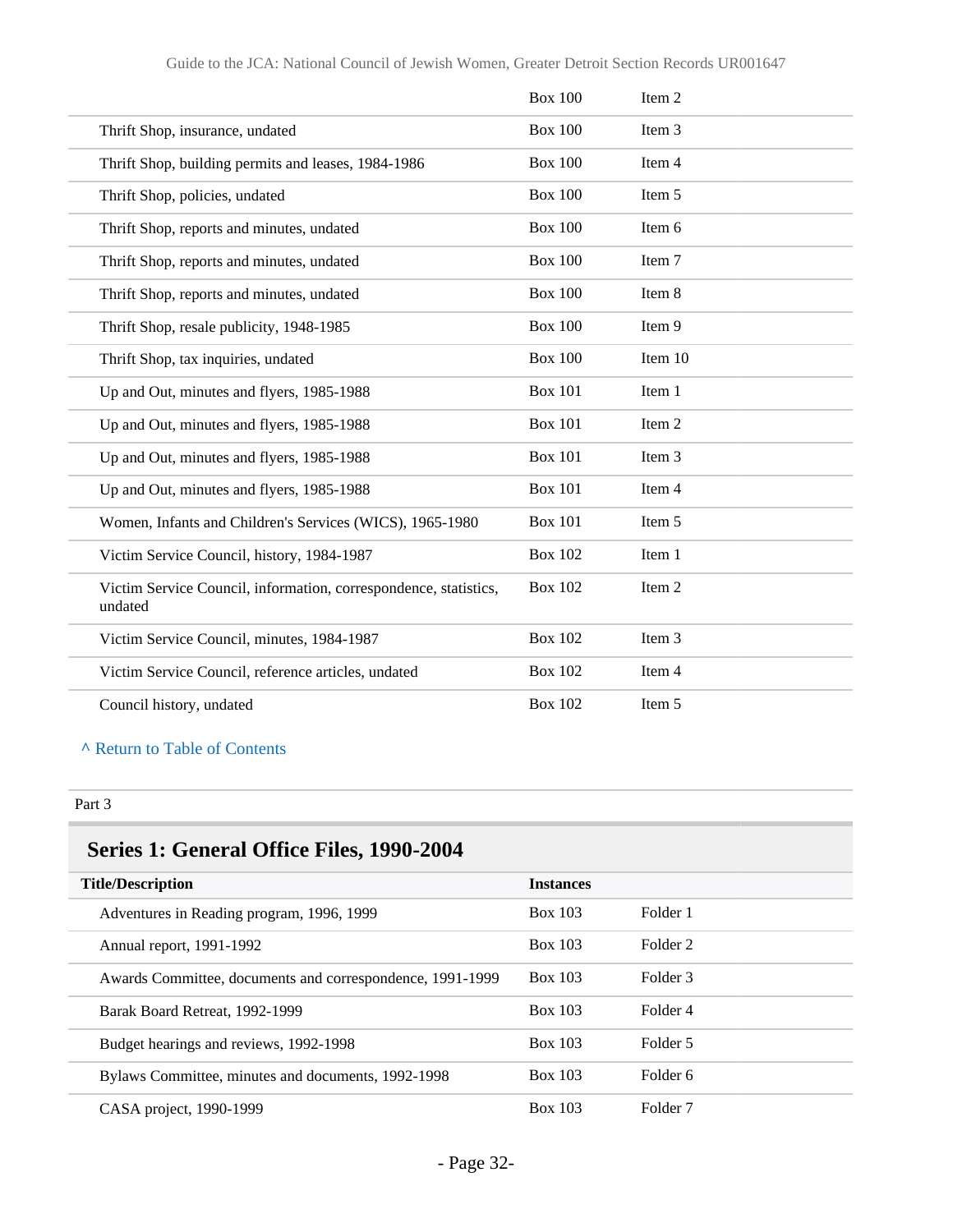| | | |
|---|---|---|
| | Box 100 | Item 2 |
| Thrift Shop, insurance, undated | Box 100 | Item 3 |
| Thrift Shop, building permits and leases, 1984-1986 | Box 100 | Item 4 |
| Thrift Shop, policies, undated | Box 100 | Item 5 |
| Thrift Shop, reports and minutes, undated | Box 100 | Item 6 |
| Thrift Shop, reports and minutes, undated | Box 100 | Item 7 |
| Thrift Shop, reports and minutes, undated | Box 100 | Item 8 |
| Thrift Shop, resale publicity, 1948-1985 | Box 100 | Item 9 |
| Thrift Shop, tax inquiries, undated | Box 100 | Item 10 |
| Up and Out, minutes and flyers, 1985-1988 | Box 101 | Item 1 |
| Up and Out, minutes and flyers, 1985-1988 | Box 101 | Item 2 |
| Up and Out, minutes and flyers, 1985-1988 | Box 101 | Item 3 |
| Up and Out, minutes and flyers, 1985-1988 | Box 101 | Item 4 |
| Women, Infants and Children's Services (WICS), 1965-1980 | Box 101 | Item 5 |
| Victim Service Council, history, 1984-1987 | Box 102 | Item 1 |
| Victim Service Council, information, correspondence, statistics, undated | Box 102 | Item 2 |
| Victim Service Council, minutes, 1984-1987 | Box 102 | Item 3 |
| Victim Service Council, reference articles, undated | Box 102 | Item 4 |
| Council history, undated | Box 102 | Item 5 |

^ Return to Table of Contents

Part 3

## Series 1: General Office Files, 1990-2004

| Title/Description | Instances | |
|---|---|---|
| Adventures in Reading program, 1996, 1999 | Box 103 | Folder 1 |
| Annual report, 1991-1992 | Box 103 | Folder 2 |
| Awards Committee, documents and correspondence, 1991-1999 | Box 103 | Folder 3 |
| Barak Board Retreat, 1992-1999 | Box 103 | Folder 4 |
| Budget hearings and reviews, 1992-1998 | Box 103 | Folder 5 |
| Bylaws Committee, minutes and documents, 1992-1998 | Box 103 | Folder 6 |
| CASA project, 1990-1999 | Box 103 | Folder 7 |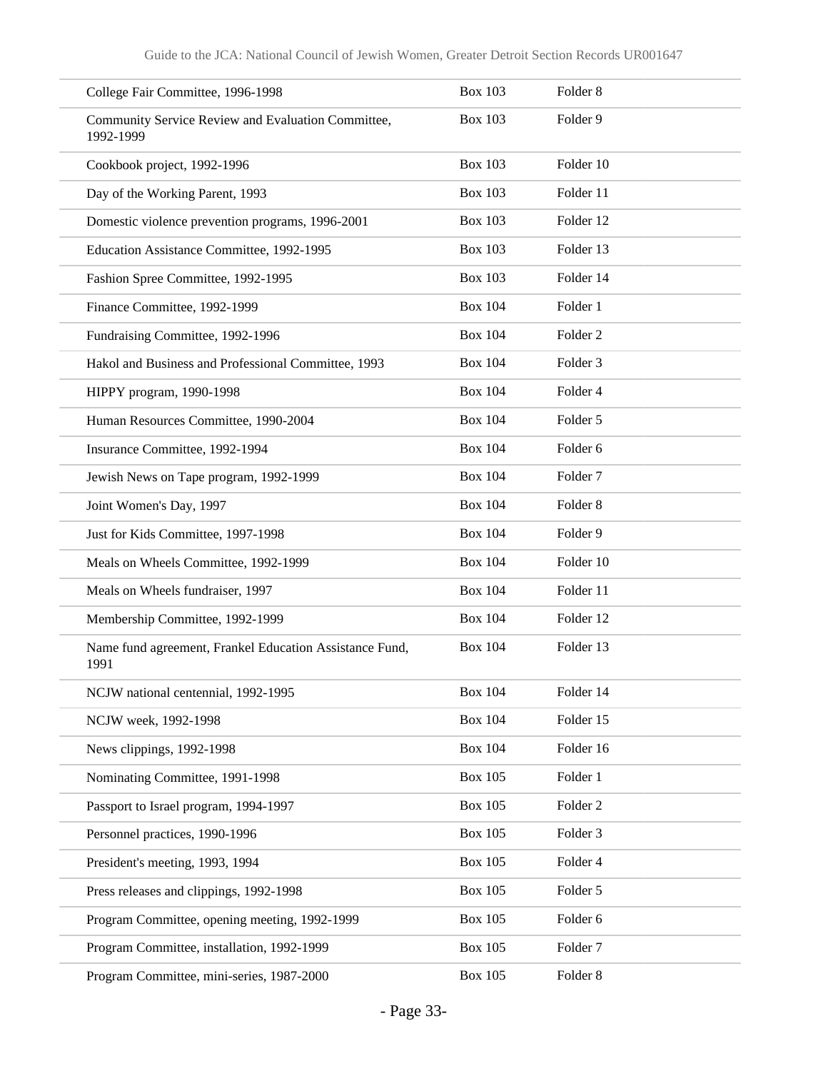| | | |
|---|---|---|
| College Fair Committee, 1996-1998 | Box 103 | Folder 8 |
| Community Service Review and Evaluation Committee, 1992-1999 | Box 103 | Folder 9 |
| Cookbook project, 1992-1996 | Box 103 | Folder 10 |
| Day of the Working Parent, 1993 | Box 103 | Folder 11 |
| Domestic violence prevention programs, 1996-2001 | Box 103 | Folder 12 |
| Education Assistance Committee, 1992-1995 | Box 103 | Folder 13 |
| Fashion Spree Committee, 1992-1995 | Box 103 | Folder 14 |
| Finance Committee, 1992-1999 | Box 104 | Folder 1 |
| Fundraising Committee, 1992-1996 | Box 104 | Folder 2 |
| Hakol and Business and Professional Committee, 1993 | Box 104 | Folder 3 |
| HIPPY program, 1990-1998 | Box 104 | Folder 4 |
| Human Resources Committee, 1990-2004 | Box 104 | Folder 5 |
| Insurance Committee, 1992-1994 | Box 104 | Folder 6 |
| Jewish News on Tape program, 1992-1999 | Box 104 | Folder 7 |
| Joint Women's Day, 1997 | Box 104 | Folder 8 |
| Just for Kids Committee, 1997-1998 | Box 104 | Folder 9 |
| Meals on Wheels Committee, 1992-1999 | Box 104 | Folder 10 |
| Meals on Wheels fundraiser, 1997 | Box 104 | Folder 11 |
| Membership Committee, 1992-1999 | Box 104 | Folder 12 |
| Name fund agreement, Frankel Education Assistance Fund, 1991 | Box 104 | Folder 13 |
| NCJW national centennial, 1992-1995 | Box 104 | Folder 14 |
| NCJW week, 1992-1998 | Box 104 | Folder 15 |
| News clippings, 1992-1998 | Box 104 | Folder 16 |
| Nominating Committee, 1991-1998 | Box 105 | Folder 1 |
| Passport to Israel program, 1994-1997 | Box 105 | Folder 2 |
| Personnel practices, 1990-1996 | Box 105 | Folder 3 |
| President's meeting, 1993, 1994 | Box 105 | Folder 4 |
| Press releases and clippings, 1992-1998 | Box 105 | Folder 5 |
| Program Committee, opening meeting, 1992-1999 | Box 105 | Folder 6 |
| Program Committee, installation, 1992-1999 | Box 105 | Folder 7 |
| Program Committee, mini-series, 1987-2000 | Box 105 | Folder 8 |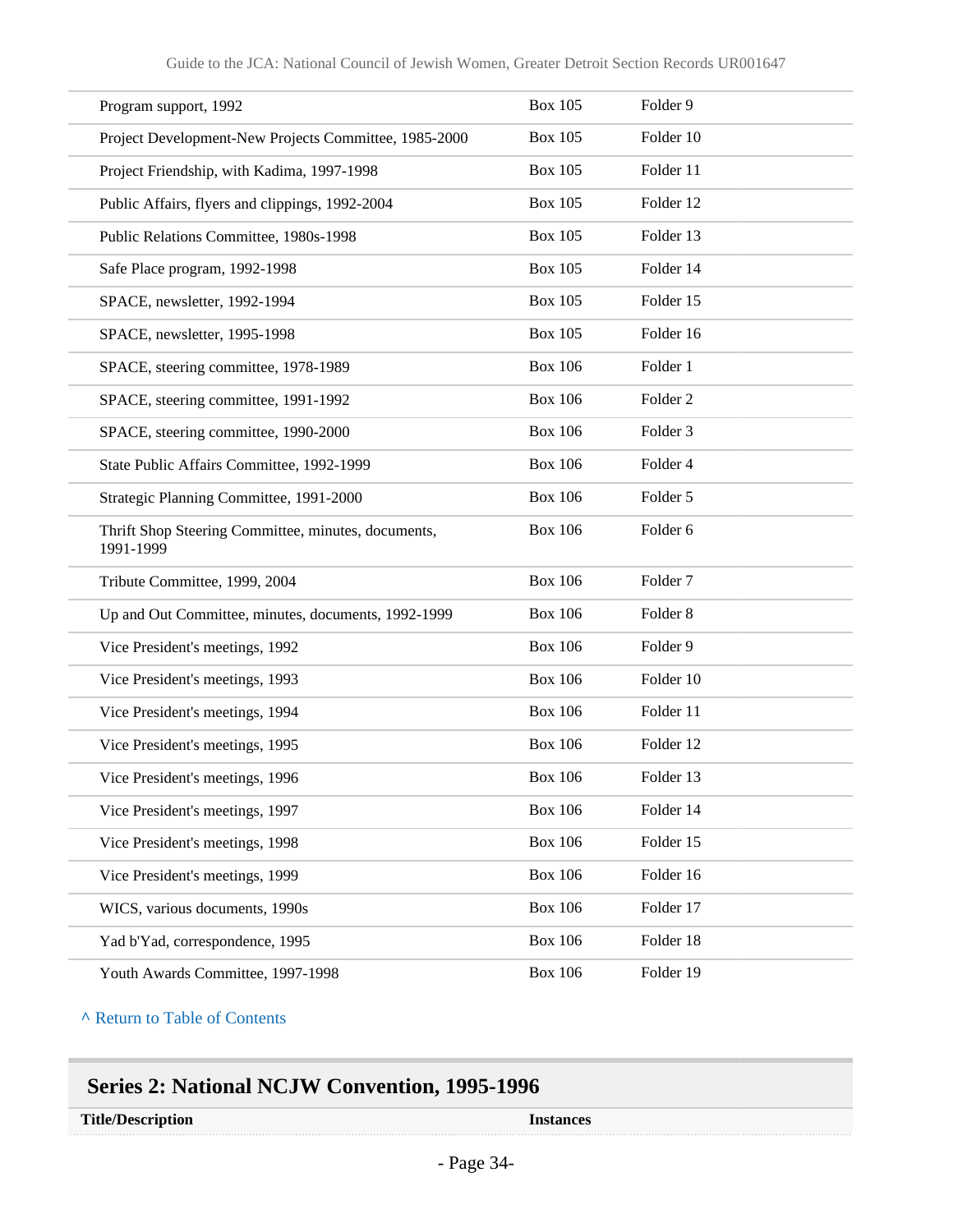| | | |
|---|---|---|
| Program support, 1992 | Box 105 | Folder 9 |
| Project Development-New Projects Committee, 1985-2000 | Box 105 | Folder 10 |
| Project Friendship, with Kadima, 1997-1998 | Box 105 | Folder 11 |
| Public Affairs, flyers and clippings, 1992-2004 | Box 105 | Folder 12 |
| Public Relations Committee, 1980s-1998 | Box 105 | Folder 13 |
| Safe Place program, 1992-1998 | Box 105 | Folder 14 |
| SPACE, newsletter, 1992-1994 | Box 105 | Folder 15 |
| SPACE, newsletter, 1995-1998 | Box 105 | Folder 16 |
| SPACE, steering committee, 1978-1989 | Box 106 | Folder 1 |
| SPACE, steering committee, 1991-1992 | Box 106 | Folder 2 |
| SPACE, steering committee, 1990-2000 | Box 106 | Folder 3 |
| State Public Affairs Committee, 1992-1999 | Box 106 | Folder 4 |
| Strategic Planning Committee, 1991-2000 | Box 106 | Folder 5 |
| Thrift Shop Steering Committee, minutes, documents, 1991-1999 | Box 106 | Folder 6 |
| Tribute Committee, 1999, 2004 | Box 106 | Folder 7 |
| Up and Out Committee, minutes, documents, 1992-1999 | Box 106 | Folder 8 |
| Vice President's meetings, 1992 | Box 106 | Folder 9 |
| Vice President's meetings, 1993 | Box 106 | Folder 10 |
| Vice President's meetings, 1994 | Box 106 | Folder 11 |
| Vice President's meetings, 1995 | Box 106 | Folder 12 |
| Vice President's meetings, 1996 | Box 106 | Folder 13 |
| Vice President's meetings, 1997 | Box 106 | Folder 14 |
| Vice President's meetings, 1998 | Box 106 | Folder 15 |
| Vice President's meetings, 1999 | Box 106 | Folder 16 |
| WICS, various documents, 1990s | Box 106 | Folder 17 |
| Yad b'Yad, correspondence, 1995 | Box 106 | Folder 18 |
| Youth Awards Committee, 1997-1998 | Box 106 | Folder 19 |

^ Return to Table of Contents

## Series 2: National NCJW Convention, 1995-1996

| Title/Description | Instances |
|---|---|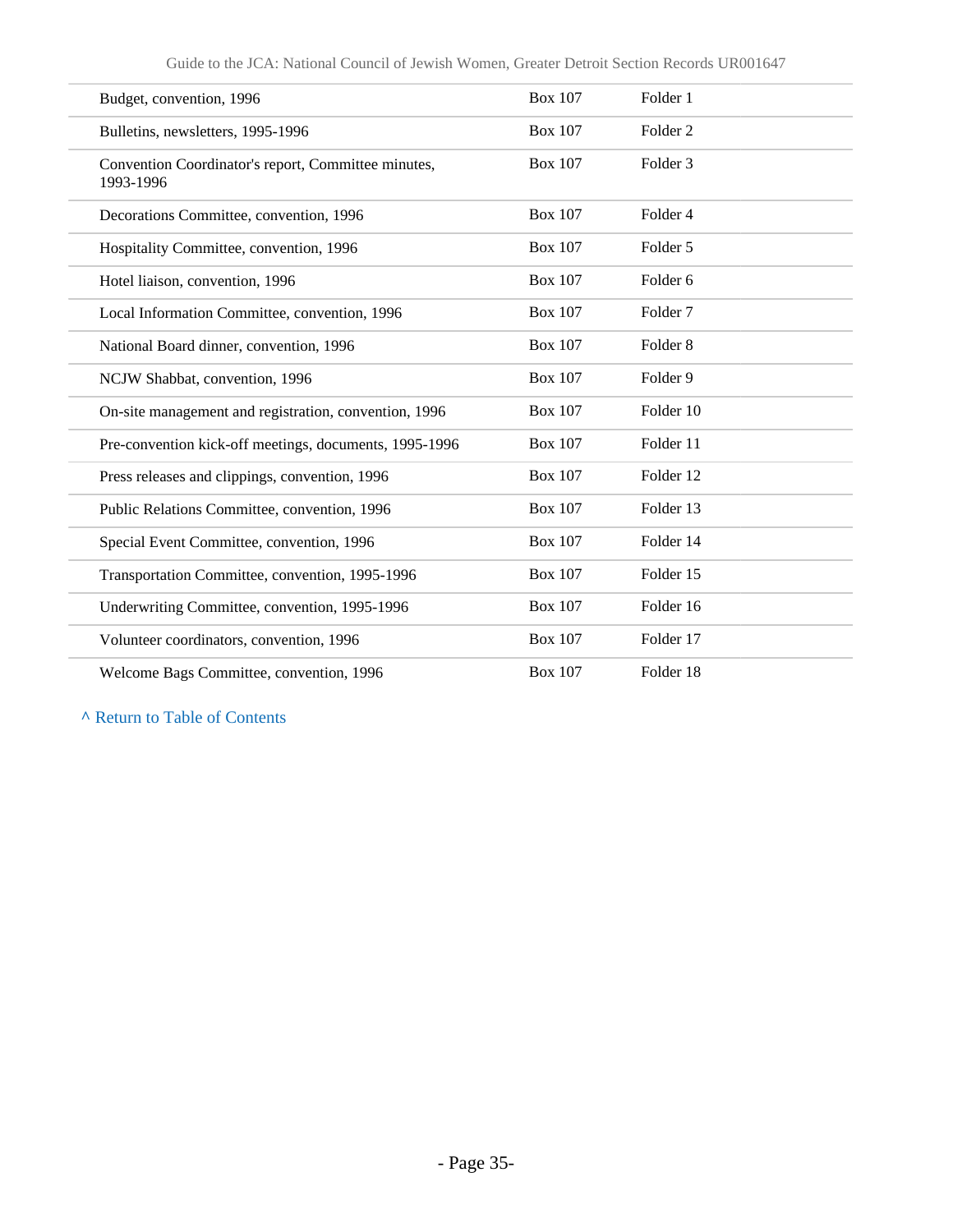| | | |
|---|---|---|
| Budget, convention, 1996 | Box 107 | Folder 1 |
| Bulletins, newsletters, 1995-1996 | Box 107 | Folder 2 |
| Convention Coordinator's report, Committee minutes, 1993-1996 | Box 107 | Folder 3 |
| Decorations Committee, convention, 1996 | Box 107 | Folder 4 |
| Hospitality Committee, convention, 1996 | Box 107 | Folder 5 |
| Hotel liaison, convention, 1996 | Box 107 | Folder 6 |
| Local Information Committee, convention, 1996 | Box 107 | Folder 7 |
| National Board dinner, convention, 1996 | Box 107 | Folder 8 |
| NCJW Shabbat, convention, 1996 | Box 107 | Folder 9 |
| On-site management and registration, convention, 1996 | Box 107 | Folder 10 |
| Pre-convention kick-off meetings, documents, 1995-1996 | Box 107 | Folder 11 |
| Press releases and clippings, convention, 1996 | Box 107 | Folder 12 |
| Public Relations Committee, convention, 1996 | Box 107 | Folder 13 |
| Special Event Committee, convention, 1996 | Box 107 | Folder 14 |
| Transportation Committee, convention, 1995-1996 | Box 107 | Folder 15 |
| Underwriting Committee, convention, 1995-1996 | Box 107 | Folder 16 |
| Volunteer coordinators, convention, 1996 | Box 107 | Folder 17 |
| Welcome Bags Committee, convention, 1996 | Box 107 | Folder 18 |

^ Return to Table of Contents